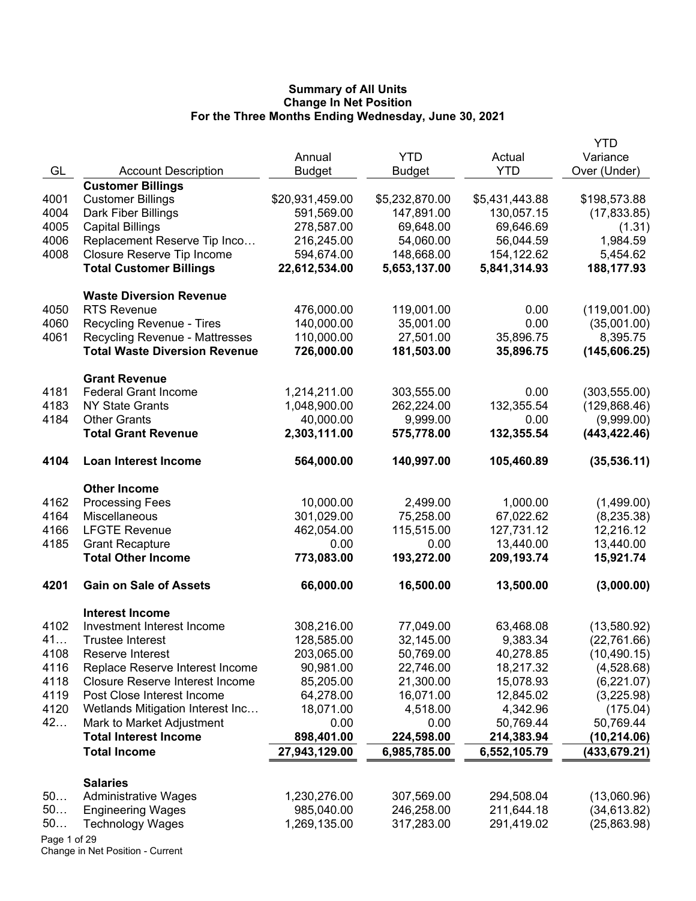**Summary of All Units**
**Change In Net Position**
**For the Three Months Ending Wednesday, June 30, 2021**

| GL | Account Description | Annual Budget | YTD Budget | Actual YTD | YTD Variance Over (Under) |
|---|---|---|---|---|---|
| | **Customer Billings** | | | | |
| 4001 | Customer Billings | $20,931,459.00 | $5,232,870.00 | $5,431,443.88 | $198,573.88 |
| 4004 | Dark Fiber Billings | 591,569.00 | 147,891.00 | 130,057.15 | (17,833.85) |
| 4005 | Capital Billings | 278,587.00 | 69,648.00 | 69,646.69 | (1.31) |
| 4006 | Replacement Reserve Tip Inco… | 216,245.00 | 54,060.00 | 56,044.59 | 1,984.59 |
| 4008 | Closure Reserve Tip Income | 594,674.00 | 148,668.00 | 154,122.62 | 5,454.62 |
| | **Total Customer Billings** | **22,612,534.00** | **5,653,137.00** | **5,841,314.93** | **188,177.93** |
| | **Waste Diversion Revenue** | | | | |
| 4050 | RTS Revenue | 476,000.00 | 119,001.00 | 0.00 | (119,001.00) |
| 4060 | Recycling Revenue - Tires | 140,000.00 | 35,001.00 | 0.00 | (35,001.00) |
| 4061 | Recycling Revenue - Mattresses | 110,000.00 | 27,501.00 | 35,896.75 | 8,395.75 |
| | **Total Waste Diversion Revenue** | **726,000.00** | **181,503.00** | **35,896.75** | **(145,606.25)** |
| | **Grant Revenue** | | | | |
| 4181 | Federal Grant Income | 1,214,211.00 | 303,555.00 | 0.00 | (303,555.00) |
| 4183 | NY State Grants | 1,048,900.00 | 262,224.00 | 132,355.54 | (129,868.46) |
| 4184 | Other Grants | 40,000.00 | 9,999.00 | 0.00 | (9,999.00) |
| | **Total Grant Revenue** | **2,303,111.00** | **575,778.00** | **132,355.54** | **(443,422.46)** |
| **4104** | **Loan Interest Income** | **564,000.00** | **140,997.00** | **105,460.89** | **(35,536.11)** |
| | **Other Income** | | | | |
| 4162 | Processing Fees | 10,000.00 | 2,499.00 | 1,000.00 | (1,499.00) |
| 4164 | Miscellaneous | 301,029.00 | 75,258.00 | 67,022.62 | (8,235.38) |
| 4166 | LFGTE Revenue | 462,054.00 | 115,515.00 | 127,731.12 | 12,216.12 |
| 4185 | Grant Recapture | 0.00 | 0.00 | 13,440.00 | 13,440.00 |
| | **Total Other Income** | **773,083.00** | **193,272.00** | **209,193.74** | **15,921.74** |
| **4201** | **Gain on Sale of Assets** | **66,000.00** | **16,500.00** | **13,500.00** | **(3,000.00)** |
| | **Interest Income** | | | | |
| 4102 | Investment Interest Income | 308,216.00 | 77,049.00 | 63,468.08 | (13,580.92) |
| 41… | Trustee Interest | 128,585.00 | 32,145.00 | 9,383.34 | (22,761.66) |
| 4108 | Reserve Interest | 203,065.00 | 50,769.00 | 40,278.85 | (10,490.15) |
| 4116 | Replace Reserve Interest Income | 90,981.00 | 22,746.00 | 18,217.32 | (4,528.68) |
| 4118 | Closure Reserve Interest Income | 85,205.00 | 21,300.00 | 15,078.93 | (6,221.07) |
| 4119 | Post Close Interest Income | 64,278.00 | 16,071.00 | 12,845.02 | (3,225.98) |
| 4120 | Wetlands Mitigation Interest Inc… | 18,071.00 | 4,518.00 | 4,342.96 | (175.04) |
| 42… | Mark to Market Adjustment | 0.00 | 0.00 | 50,769.44 | 50,769.44 |
| | **Total Interest Income** | **898,401.00** | **224,598.00** | **214,383.94** | **(10,214.06)** |
| | **Total Income** | **27,943,129.00** | **6,985,785.00** | **6,552,105.79** | **(433,679.21)** |
| | **Salaries** | | | | |
| 50… | Administrative Wages | 1,230,276.00 | 307,569.00 | 294,508.04 | (13,060.96) |
| 50… | Engineering Wages | 985,040.00 | 246,258.00 | 211,644.18 | (34,613.82) |
| 50… | Technology Wages | 1,269,135.00 | 317,283.00 | 291,419.02 | (25,863.98) |

Change in Net Position - Current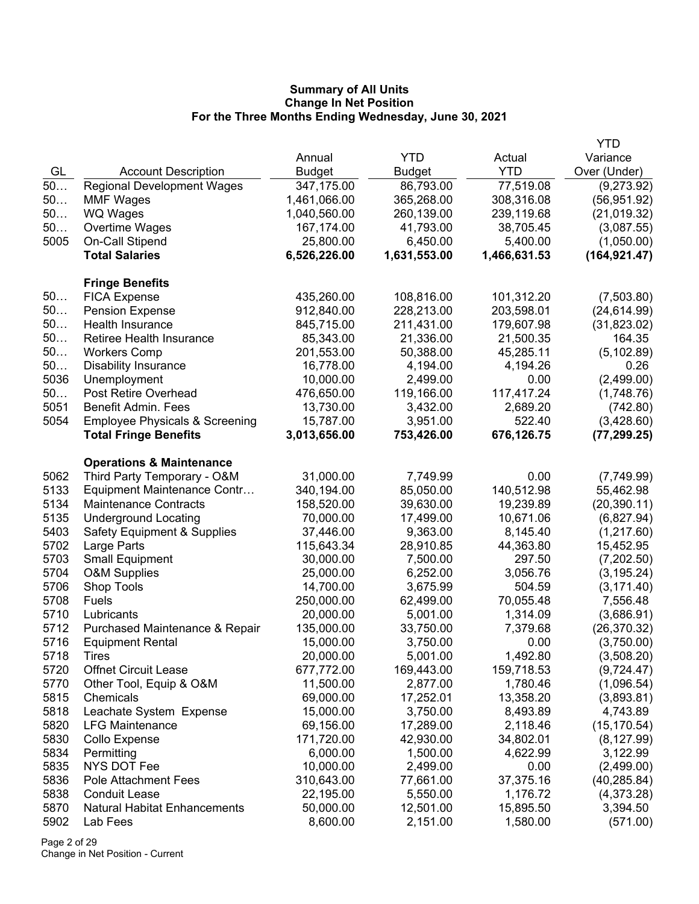**Summary of All Units**
**Change In Net Position**
**For the Three Months Ending Wednesday, June 30, 2021**

| GL | Account Description | Annual Budget | YTD Budget | Actual YTD | YTD Variance Over (Under) |
|---|---|---|---|---|---|
| 50… | Regional Development Wages | 347,175.00 | 86,793.00 | 77,519.08 | (9,273.92) |
| 50… | MMF Wages | 1,461,066.00 | 365,268.00 | 308,316.08 | (56,951.92) |
| 50… | WQ Wages | 1,040,560.00 | 260,139.00 | 239,119.68 | (21,019.32) |
| 50… | Overtime Wages | 167,174.00 | 41,793.00 | 38,705.45 | (3,087.55) |
| 5005 | On-Call Stipend | 25,800.00 | 6,450.00 | 5,400.00 | (1,050.00) |
| | **Total Salaries** | **6,526,226.00** | **1,631,553.00** | **1,466,631.53** | **(164,921.47)** |
| | **Fringe Benefits** | | | | |
| 50… | FICA Expense | 435,260.00 | 108,816.00 | 101,312.20 | (7,503.80) |
| 50… | Pension Expense | 912,840.00 | 228,213.00 | 203,598.01 | (24,614.99) |
| 50… | Health Insurance | 845,715.00 | 211,431.00 | 179,607.98 | (31,823.02) |
| 50… | Retiree Health Insurance | 85,343.00 | 21,336.00 | 21,500.35 | 164.35 |
| 50… | Workers Comp | 201,553.00 | 50,388.00 | 45,285.11 | (5,102.89) |
| 50… | Disability Insurance | 16,778.00 | 4,194.00 | 4,194.26 | 0.26 |
| 5036 | Unemployment | 10,000.00 | 2,499.00 | 0.00 | (2,499.00) |
| 50… | Post Retire Overhead | 476,650.00 | 119,166.00 | 117,417.24 | (1,748.76) |
| 5051 | Benefit Admin. Fees | 13,730.00 | 3,432.00 | 2,689.20 | (742.80) |
| 5054 | Employee Physicals & Screening | 15,787.00 | 3,951.00 | 522.40 | (3,428.60) |
| | **Total Fringe Benefits** | **3,013,656.00** | **753,426.00** | **676,126.75** | **(77,299.25)** |
| | **Operations & Maintenance** | | | | |
| 5062 | Third Party Temporary - O&M | 31,000.00 | 7,749.99 | 0.00 | (7,749.99) |
| 5133 | Equipment Maintenance Contr… | 340,194.00 | 85,050.00 | 140,512.98 | 55,462.98 |
| 5134 | Maintenance Contracts | 158,520.00 | 39,630.00 | 19,239.89 | (20,390.11) |
| 5135 | Underground Locating | 70,000.00 | 17,499.00 | 10,671.06 | (6,827.94) |
| 5403 | Safety Equipment & Supplies | 37,446.00 | 9,363.00 | 8,145.40 | (1,217.60) |
| 5702 | Large Parts | 115,643.34 | 28,910.85 | 44,363.80 | 15,452.95 |
| 5703 | Small Equipment | 30,000.00 | 7,500.00 | 297.50 | (7,202.50) |
| 5704 | O&M Supplies | 25,000.00 | 6,252.00 | 3,056.76 | (3,195.24) |
| 5706 | Shop Tools | 14,700.00 | 3,675.99 | 504.59 | (3,171.40) |
| 5708 | Fuels | 250,000.00 | 62,499.00 | 70,055.48 | 7,556.48 |
| 5710 | Lubricants | 20,000.00 | 5,001.00 | 1,314.09 | (3,686.91) |
| 5712 | Purchased Maintenance & Repair | 135,000.00 | 33,750.00 | 7,379.68 | (26,370.32) |
| 5716 | Equipment Rental | 15,000.00 | 3,750.00 | 0.00 | (3,750.00) |
| 5718 | Tires | 20,000.00 | 5,001.00 | 1,492.80 | (3,508.20) |
| 5720 | Offnet Circuit Lease | 677,772.00 | 169,443.00 | 159,718.53 | (9,724.47) |
| 5770 | Other Tool, Equip & O&M | 11,500.00 | 2,877.00 | 1,780.46 | (1,096.54) |
| 5815 | Chemicals | 69,000.00 | 17,252.01 | 13,358.20 | (3,893.81) |
| 5818 | Leachate System Expense | 15,000.00 | 3,750.00 | 8,493.89 | 4,743.89 |
| 5820 | LFG Maintenance | 69,156.00 | 17,289.00 | 2,118.46 | (15,170.54) |
| 5830 | Collo Expense | 171,720.00 | 42,930.00 | 34,802.01 | (8,127.99) |
| 5834 | Permitting | 6,000.00 | 1,500.00 | 4,622.99 | 3,122.99 |
| 5835 | NYS DOT Fee | 10,000.00 | 2,499.00 | 0.00 | (2,499.00) |
| 5836 | Pole Attachment Fees | 310,643.00 | 77,661.00 | 37,375.16 | (40,285.84) |
| 5838 | Conduit Lease | 22,195.00 | 5,550.00 | 1,176.72 | (4,373.28) |
| 5870 | Natural Habitat Enhancements | 50,000.00 | 12,501.00 | 15,895.50 | 3,394.50 |
| 5902 | Lab Fees | 8,600.00 | 2,151.00 | 1,580.00 | (571.00) |

Change in Net Position - Current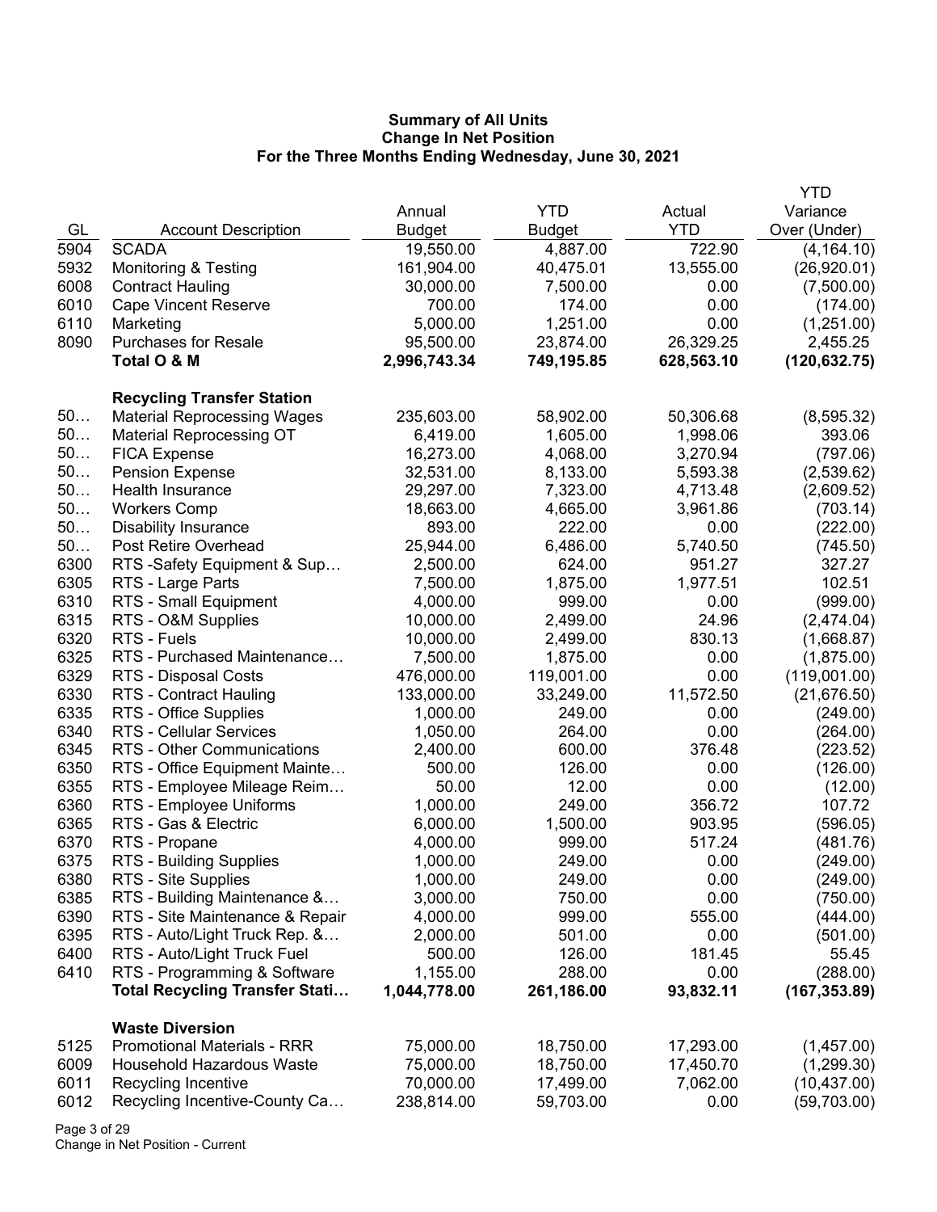**Summary of All Units**
**Change In Net Position**
**For the Three Months Ending Wednesday, June 30, 2021**

| GL | Account Description | Annual Budget | YTD Budget | Actual YTD | YTD Variance Over (Under) |
|---|---|---|---|---|---|
| 5904 | SCADA | 19,550.00 | 4,887.00 | 722.90 | (4,164.10) |
| 5932 | Monitoring & Testing | 161,904.00 | 40,475.01 | 13,555.00 | (26,920.01) |
| 6008 | Contract Hauling | 30,000.00 | 7,500.00 | 0.00 | (7,500.00) |
| 6010 | Cape Vincent Reserve | 700.00 | 174.00 | 0.00 | (174.00) |
| 6110 | Marketing | 5,000.00 | 1,251.00 | 0.00 | (1,251.00) |
| 8090 | Purchases for Resale | 95,500.00 | 23,874.00 | 26,329.25 | 2,455.25 |
| | **Total O & M** | **2,996,743.34** | **749,195.85** | **628,563.10** | **(120,632.75)** |
| | **Recycling Transfer Station** | | | | |
| 50… | Material Reprocessing Wages | 235,603.00 | 58,902.00 | 50,306.68 | (8,595.32) |
| 50… | Material Reprocessing OT | 6,419.00 | 1,605.00 | 1,998.06 | 393.06 |
| 50… | FICA Expense | 16,273.00 | 4,068.00 | 3,270.94 | (797.06) |
| 50… | Pension Expense | 32,531.00 | 8,133.00 | 5,593.38 | (2,539.62) |
| 50… | Health Insurance | 29,297.00 | 7,323.00 | 4,713.48 | (2,609.52) |
| 50… | Workers Comp | 18,663.00 | 4,665.00 | 3,961.86 | (703.14) |
| 50… | Disability Insurance | 893.00 | 222.00 | 0.00 | (222.00) |
| 50… | Post Retire Overhead | 25,944.00 | 6,486.00 | 5,740.50 | (745.50) |
| 6300 | RTS -Safety Equipment & Sup… | 2,500.00 | 624.00 | 951.27 | 327.27 |
| 6305 | RTS - Large Parts | 7,500.00 | 1,875.00 | 1,977.51 | 102.51 |
| 6310 | RTS - Small Equipment | 4,000.00 | 999.00 | 0.00 | (999.00) |
| 6315 | RTS - O&M Supplies | 10,000.00 | 2,499.00 | 24.96 | (2,474.04) |
| 6320 | RTS - Fuels | 10,000.00 | 2,499.00 | 830.13 | (1,668.87) |
| 6325 | RTS - Purchased Maintenance… | 7,500.00 | 1,875.00 | 0.00 | (1,875.00) |
| 6329 | RTS - Disposal Costs | 476,000.00 | 119,001.00 | 0.00 | (119,001.00) |
| 6330 | RTS - Contract Hauling | 133,000.00 | 33,249.00 | 11,572.50 | (21,676.50) |
| 6335 | RTS - Office Supplies | 1,000.00 | 249.00 | 0.00 | (249.00) |
| 6340 | RTS - Cellular Services | 1,050.00 | 264.00 | 0.00 | (264.00) |
| 6345 | RTS - Other Communications | 2,400.00 | 600.00 | 376.48 | (223.52) |
| 6350 | RTS - Office Equipment Mainte… | 500.00 | 126.00 | 0.00 | (126.00) |
| 6355 | RTS - Employee Mileage Reim… | 50.00 | 12.00 | 0.00 | (12.00) |
| 6360 | RTS - Employee Uniforms | 1,000.00 | 249.00 | 356.72 | 107.72 |
| 6365 | RTS - Gas & Electric | 6,000.00 | 1,500.00 | 903.95 | (596.05) |
| 6370 | RTS - Propane | 4,000.00 | 999.00 | 517.24 | (481.76) |
| 6375 | RTS - Building Supplies | 1,000.00 | 249.00 | 0.00 | (249.00) |
| 6380 | RTS - Site Supplies | 1,000.00 | 249.00 | 0.00 | (249.00) |
| 6385 | RTS - Building Maintenance &… | 3,000.00 | 750.00 | 0.00 | (750.00) |
| 6390 | RTS - Site Maintenance & Repair | 4,000.00 | 999.00 | 555.00 | (444.00) |
| 6395 | RTS - Auto/Light Truck Rep. &… | 2,000.00 | 501.00 | 0.00 | (501.00) |
| 6400 | RTS - Auto/Light Truck Fuel | 500.00 | 126.00 | 181.45 | 55.45 |
| 6410 | RTS - Programming & Software | 1,155.00 | 288.00 | 0.00 | (288.00) |
| | **Total Recycling Transfer Stati…** | **1,044,778.00** | **261,186.00** | **93,832.11** | **(167,353.89)** |
| | **Waste Diversion** | | | | |
| 5125 | Promotional Materials - RRR | 75,000.00 | 18,750.00 | 17,293.00 | (1,457.00) |
| 6009 | Household Hazardous Waste | 75,000.00 | 18,750.00 | 17,450.70 | (1,299.30) |
| 6011 | Recycling Incentive | 70,000.00 | 17,499.00 | 7,062.00 | (10,437.00) |
| 6012 | Recycling Incentive-County Ca… | 238,814.00 | 59,703.00 | 0.00 | (59,703.00) |

Change in Net Position - Current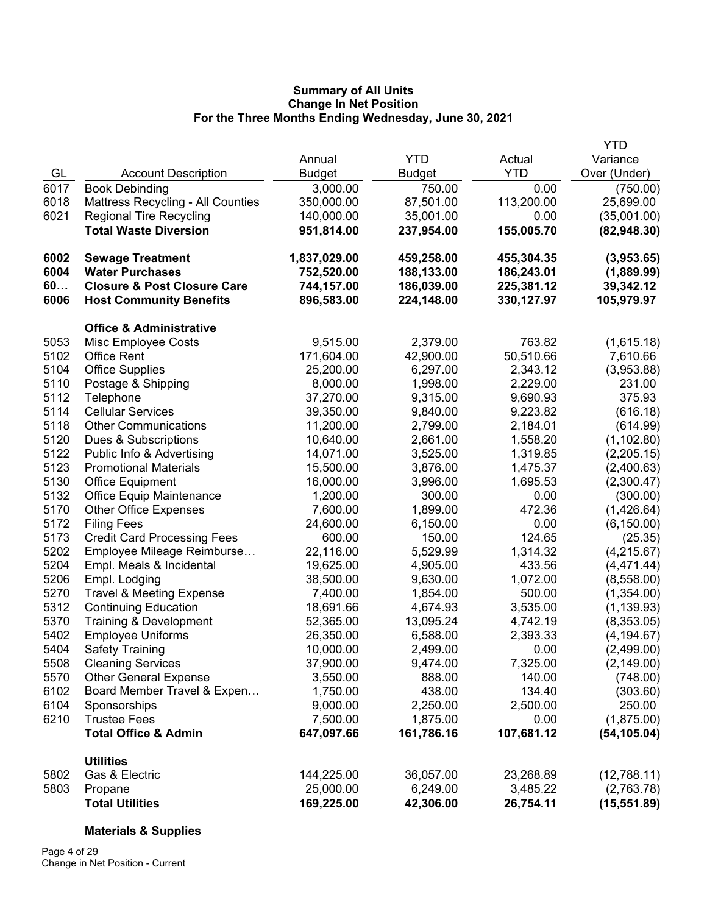**Summary of All Units**
**Change In Net Position**
**For the Three Months Ending Wednesday, June 30, 2021**

| GL | Account Description | Annual Budget | YTD Budget | Actual YTD | YTD Variance Over (Under) |
|---|---|---|---|---|---|
| 6017 | Book Debinding | 3,000.00 | 750.00 | 0.00 | (750.00) |
| 6018 | Mattress Recycling - All Counties | 350,000.00 | 87,501.00 | 113,200.00 | 25,699.00 |
| 6021 | Regional Tire Recycling | 140,000.00 | 35,001.00 | 0.00 | (35,001.00) |
| | **Total Waste Diversion** | **951,814.00** | **237,954.00** | **155,005.70** | **(82,948.30)** |
| | | | | | |
| **6002** | **Sewage Treatment** | **1,837,029.00** | **459,258.00** | **455,304.35** | **(3,953.65)** |
| **6004** | **Water Purchases** | **752,520.00** | **188,133.00** | **186,243.01** | **(1,889.99)** |
| **60…** | **Closure & Post Closure Care** | **744,157.00** | **186,039.00** | **225,381.12** | **39,342.12** |
| **6006** | **Host Community Benefits** | **896,583.00** | **224,148.00** | **330,127.97** | **105,979.97** |
| | | | | | |
| | **Office & Administrative** | | | | |
| 5053 | Misc Employee Costs | 9,515.00 | 2,379.00 | 763.82 | (1,615.18) |
| 5102 | Office Rent | 171,604.00 | 42,900.00 | 50,510.66 | 7,610.66 |
| 5104 | Office Supplies | 25,200.00 | 6,297.00 | 2,343.12 | (3,953.88) |
| 5110 | Postage & Shipping | 8,000.00 | 1,998.00 | 2,229.00 | 231.00 |
| 5112 | Telephone | 37,270.00 | 9,315.00 | 9,690.93 | 375.93 |
| 5114 | Cellular Services | 39,350.00 | 9,840.00 | 9,223.82 | (616.18) |
| 5118 | Other Communications | 11,200.00 | 2,799.00 | 2,184.01 | (614.99) |
| 5120 | Dues & Subscriptions | 10,640.00 | 2,661.00 | 1,558.20 | (1,102.80) |
| 5122 | Public Info & Advertising | 14,071.00 | 3,525.00 | 1,319.85 | (2,205.15) |
| 5123 | Promotional Materials | 15,500.00 | 3,876.00 | 1,475.37 | (2,400.63) |
| 5130 | Office Equipment | 16,000.00 | 3,996.00 | 1,695.53 | (2,300.47) |
| 5132 | Office Equip Maintenance | 1,200.00 | 300.00 | 0.00 | (300.00) |
| 5170 | Other Office Expenses | 7,600.00 | 1,899.00 | 472.36 | (1,426.64) |
| 5172 | Filing Fees | 24,600.00 | 6,150.00 | 0.00 | (6,150.00) |
| 5173 | Credit Card Processing Fees | 600.00 | 150.00 | 124.65 | (25.35) |
| 5202 | Employee Mileage Reimburse… | 22,116.00 | 5,529.99 | 1,314.32 | (4,215.67) |
| 5204 | Empl. Meals & Incidental | 19,625.00 | 4,905.00 | 433.56 | (4,471.44) |
| 5206 | Empl. Lodging | 38,500.00 | 9,630.00 | 1,072.00 | (8,558.00) |
| 5270 | Travel & Meeting Expense | 7,400.00 | 1,854.00 | 500.00 | (1,354.00) |
| 5312 | Continuing Education | 18,691.66 | 4,674.93 | 3,535.00 | (1,139.93) |
| 5370 | Training & Development | 52,365.00 | 13,095.24 | 4,742.19 | (8,353.05) |
| 5402 | Employee Uniforms | 26,350.00 | 6,588.00 | 2,393.33 | (4,194.67) |
| 5404 | Safety Training | 10,000.00 | 2,499.00 | 0.00 | (2,499.00) |
| 5508 | Cleaning Services | 37,900.00 | 9,474.00 | 7,325.00 | (2,149.00) |
| 5570 | Other General Expense | 3,550.00 | 888.00 | 140.00 | (748.00) |
| 6102 | Board Member Travel & Expen… | 1,750.00 | 438.00 | 134.40 | (303.60) |
| 6104 | Sponsorships | 9,000.00 | 2,250.00 | 2,500.00 | 250.00 |
| 6210 | Trustee Fees | 7,500.00 | 1,875.00 | 0.00 | (1,875.00) |
| | **Total Office & Admin** | **647,097.66** | **161,786.16** | **107,681.12** | **(54,105.04)** |
| | | | | | |
| | **Utilities** | | | | |
| 5802 | Gas & Electric | 144,225.00 | 36,057.00 | 23,268.89 | (12,788.11) |
| 5803 | Propane | 25,000.00 | 6,249.00 | 3,485.22 | (2,763.78) |
| | **Total Utilities** | **169,225.00** | **42,306.00** | **26,754.11** | **(15,551.89)** |
| | | | | | |
| | **Materials & Supplies** | | | | |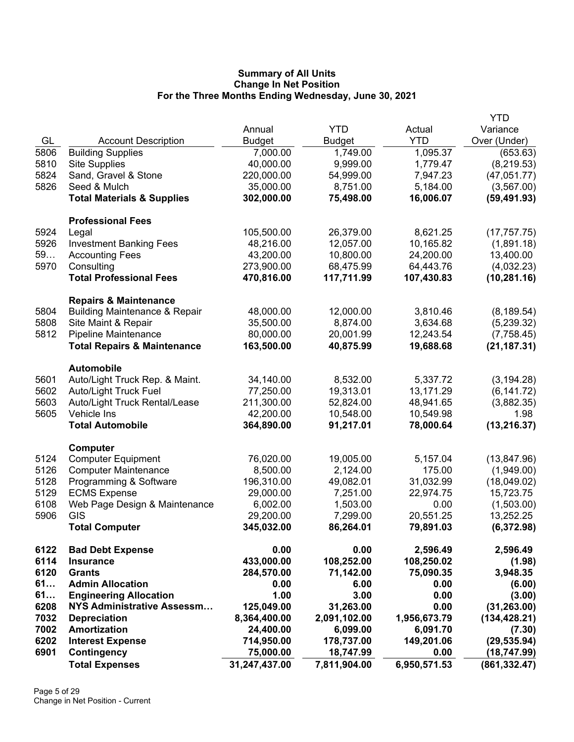**Summary of All Units**
**Change In Net Position**
**For the Three Months Ending Wednesday, June 30, 2021**

| GL | Account Description | Annual Budget | YTD Budget | Actual YTD | YTD Variance Over (Under) |
|---|---|---|---|---|---|
| 5806 | Building Supplies | 7,000.00 | 1,749.00 | 1,095.37 | (653.63) |
| 5810 | Site Supplies | 40,000.00 | 9,999.00 | 1,779.47 | (8,219.53) |
| 5824 | Sand, Gravel & Stone | 220,000.00 | 54,999.00 | 7,947.23 | (47,051.77) |
| 5826 | Seed & Mulch | 35,000.00 | 8,751.00 | 5,184.00 | (3,567.00) |
| | **Total Materials & Supplies** | **302,000.00** | **75,498.00** | **16,006.07** | **(59,491.93)** |
| | **Professional Fees** | | | | |
| 5924 | Legal | 105,500.00 | 26,379.00 | 8,621.25 | (17,757.75) |
| 5926 | Investment Banking Fees | 48,216.00 | 12,057.00 | 10,165.82 | (1,891.18) |
| 59… | Accounting Fees | 43,200.00 | 10,800.00 | 24,200.00 | 13,400.00 |
| 5970 | Consulting | 273,900.00 | 68,475.99 | 64,443.76 | (4,032.23) |
| | **Total Professional Fees** | **470,816.00** | **117,711.99** | **107,430.83** | **(10,281.16)** |
| | **Repairs & Maintenance** | | | | |
| 5804 | Building Maintenance & Repair | 48,000.00 | 12,000.00 | 3,810.46 | (8,189.54) |
| 5808 | Site Maint & Repair | 35,500.00 | 8,874.00 | 3,634.68 | (5,239.32) |
| 5812 | Pipeline Maintenance | 80,000.00 | 20,001.99 | 12,243.54 | (7,758.45) |
| | **Total Repairs & Maintenance** | **163,500.00** | **40,875.99** | **19,688.68** | **(21,187.31)** |
| | **Automobile** | | | | |
| 5601 | Auto/Light Truck Rep. & Maint. | 34,140.00 | 8,532.00 | 5,337.72 | (3,194.28) |
| 5602 | Auto/Light Truck Fuel | 77,250.00 | 19,313.01 | 13,171.29 | (6,141.72) |
| 5603 | Auto/Light Truck Rental/Lease | 211,300.00 | 52,824.00 | 48,941.65 | (3,882.35) |
| 5605 | Vehicle Ins | 42,200.00 | 10,548.00 | 10,549.98 | 1.98 |
| | **Total Automobile** | **364,890.00** | **91,217.01** | **78,000.64** | **(13,216.37)** |
| | **Computer** | | | | |
| 5124 | Computer Equipment | 76,020.00 | 19,005.00 | 5,157.04 | (13,847.96) |
| 5126 | Computer Maintenance | 8,500.00 | 2,124.00 | 175.00 | (1,949.00) |
| 5128 | Programming & Software | 196,310.00 | 49,082.01 | 31,032.99 | (18,049.02) |
| 5129 | ECMS Expense | 29,000.00 | 7,251.00 | 22,974.75 | 15,723.75 |
| 6108 | Web Page Design & Maintenance | 6,002.00 | 1,503.00 | 0.00 | (1,503.00) |
| 5906 | GIS | 29,200.00 | 7,299.00 | 20,551.25 | 13,252.25 |
| | **Total Computer** | **345,032.00** | **86,264.01** | **79,891.03** | **(6,372.98)** |
| **6122** | **Bad Debt Expense** | **0.00** | **0.00** | **2,596.49** | **2,596.49** |
| **6114** | **Insurance** | **433,000.00** | **108,252.00** | **108,250.02** | **(1.98)** |
| **6120** | **Grants** | **284,570.00** | **71,142.00** | **75,090.35** | **3,948.35** |
| **61…** | **Admin Allocation** | **0.00** | **6.00** | **0.00** | **(6.00)** |
| **61…** | **Engineering Allocation** | **1.00** | **3.00** | **0.00** | **(3.00)** |
| **6208** | **NYS Administrative Assessm…** | **125,049.00** | **31,263.00** | **0.00** | **(31,263.00)** |
| **7032** | **Depreciation** | **8,364,400.00** | **2,091,102.00** | **1,956,673.79** | **(134,428.21)** |
| **7002** | **Amortization** | **24,400.00** | **6,099.00** | **6,091.70** | **(7.30)** |
| **6202** | **Interest Expense** | **714,950.00** | **178,737.00** | **149,201.06** | **(29,535.94)** |
| **6901** | **Contingency** | **75,000.00** | **18,747.99** | **0.00** | **(18,747.99)** |
| | **Total Expenses** | **31,247,437.00** | **7,811,904.00** | **6,950,571.53** | **(861,332.47)** |

Change in Net Position - Current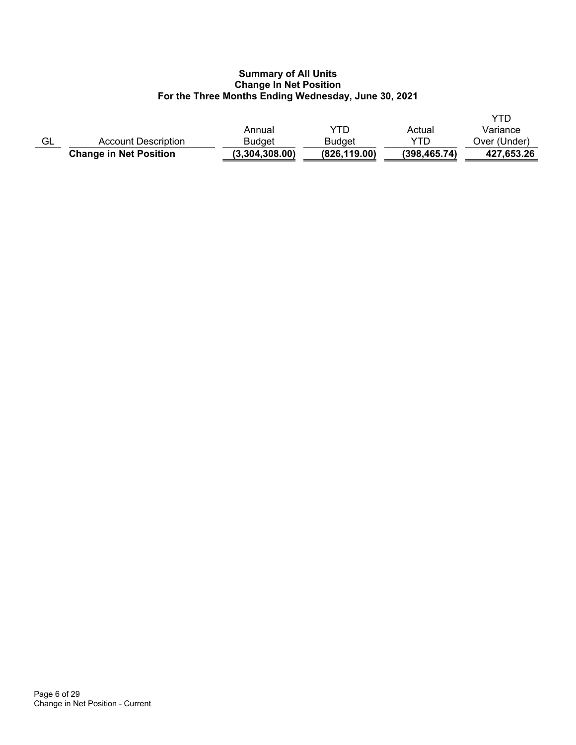**Summary of All Units**
**Change In Net Position**
**For the Three Months Ending Wednesday, June 30, 2021**

| GL | Account Description | Annual Budget | YTD Budget | Actual YTD | YTD Variance Over (Under) |
|---|---|---|---|---|---|
| | **Change in Net Position** | **(3,304,308.00)** | **(826,119.00)** | **(398,465.74)** | **427,653.26** |

Change in Net Position - Current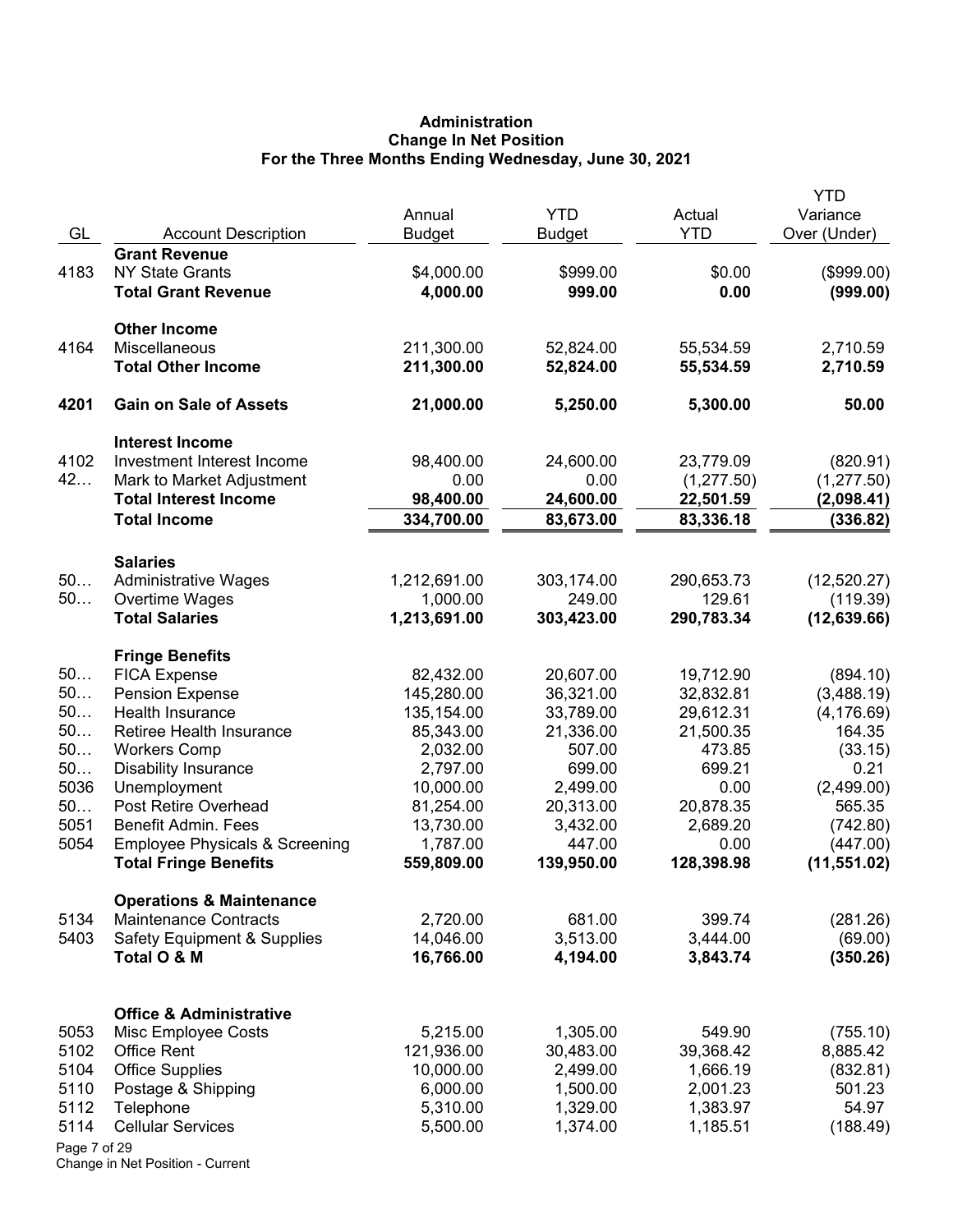**Administration**
**Change In Net Position**
**For the Three Months Ending Wednesday, June 30, 2021**

| GL | Account Description | Annual Budget | YTD Budget | Actual YTD | YTD Variance Over (Under) |
|---|---|---|---|---|---|
| | **Grant Revenue** | | | | |
| 4183 | NY State Grants | $4,000.00 | $999.00 | $0.00 | ($999.00) |
| | **Total Grant Revenue** | **4,000.00** | **999.00** | **0.00** | **(999.00)** |
| | **Other Income** | | | | |
| 4164 | Miscellaneous | 211,300.00 | 52,824.00 | 55,534.59 | 2,710.59 |
| | **Total Other Income** | **211,300.00** | **52,824.00** | **55,534.59** | **2,710.59** |
| **4201** | **Gain on Sale of Assets** | **21,000.00** | **5,250.00** | **5,300.00** | **50.00** |
| | **Interest Income** | | | | |
| 4102 | Investment Interest Income | 98,400.00 | 24,600.00 | 23,779.09 | (820.91) |
| 42… | Mark to Market Adjustment | 0.00 | 0.00 | (1,277.50) | (1,277.50) |
| | **Total Interest Income** | **98,400.00** | **24,600.00** | **22,501.59** | **(2,098.41)** |
| | **Total Income** | **334,700.00** | **83,673.00** | **83,336.18** | **(336.82)** |
| | **Salaries** | | | | |
| 50… | Administrative Wages | 1,212,691.00 | 303,174.00 | 290,653.73 | (12,520.27) |
| 50… | Overtime Wages | 1,000.00 | 249.00 | 129.61 | (119.39) |
| | **Total Salaries** | **1,213,691.00** | **303,423.00** | **290,783.34** | **(12,639.66)** |
| | **Fringe Benefits** | | | | |
| 50… | FICA Expense | 82,432.00 | 20,607.00 | 19,712.90 | (894.10) |
| 50… | Pension Expense | 145,280.00 | 36,321.00 | 32,832.81 | (3,488.19) |
| 50… | Health Insurance | 135,154.00 | 33,789.00 | 29,612.31 | (4,176.69) |
| 50… | Retiree Health Insurance | 85,343.00 | 21,336.00 | 21,500.35 | 164.35 |
| 50… | Workers Comp | 2,032.00 | 507.00 | 473.85 | (33.15) |
| 50… | Disability Insurance | 2,797.00 | 699.00 | 699.21 | 0.21 |
| 5036 | Unemployment | 10,000.00 | 2,499.00 | 0.00 | (2,499.00) |
| 50… | Post Retire Overhead | 81,254.00 | 20,313.00 | 20,878.35 | 565.35 |
| 5051 | Benefit Admin. Fees | 13,730.00 | 3,432.00 | 2,689.20 | (742.80) |
| 5054 | Employee Physicals & Screening | 1,787.00 | 447.00 | 0.00 | (447.00) |
| | **Total Fringe Benefits** | **559,809.00** | **139,950.00** | **128,398.98** | **(11,551.02)** |
| | **Operations & Maintenance** | | | | |
| 5134 | Maintenance Contracts | 2,720.00 | 681.00 | 399.74 | (281.26) |
| 5403 | Safety Equipment & Supplies | 14,046.00 | 3,513.00 | 3,444.00 | (69.00) |
| | **Total O & M** | **16,766.00** | **4,194.00** | **3,843.74** | **(350.26)** |
| | **Office & Administrative** | | | | |
| 5053 | Misc Employee Costs | 5,215.00 | 1,305.00 | 549.90 | (755.10) |
| 5102 | Office Rent | 121,936.00 | 30,483.00 | 39,368.42 | 8,885.42 |
| 5104 | Office Supplies | 10,000.00 | 2,499.00 | 1,666.19 | (832.81) |
| 5110 | Postage & Shipping | 6,000.00 | 1,500.00 | 2,001.23 | 501.23 |
| 5112 | Telephone | 5,310.00 | 1,329.00 | 1,383.97 | 54.97 |
| 5114 | Cellular Services | 5,500.00 | 1,374.00 | 1,185.51 | (188.49) |

Change in Net Position - Current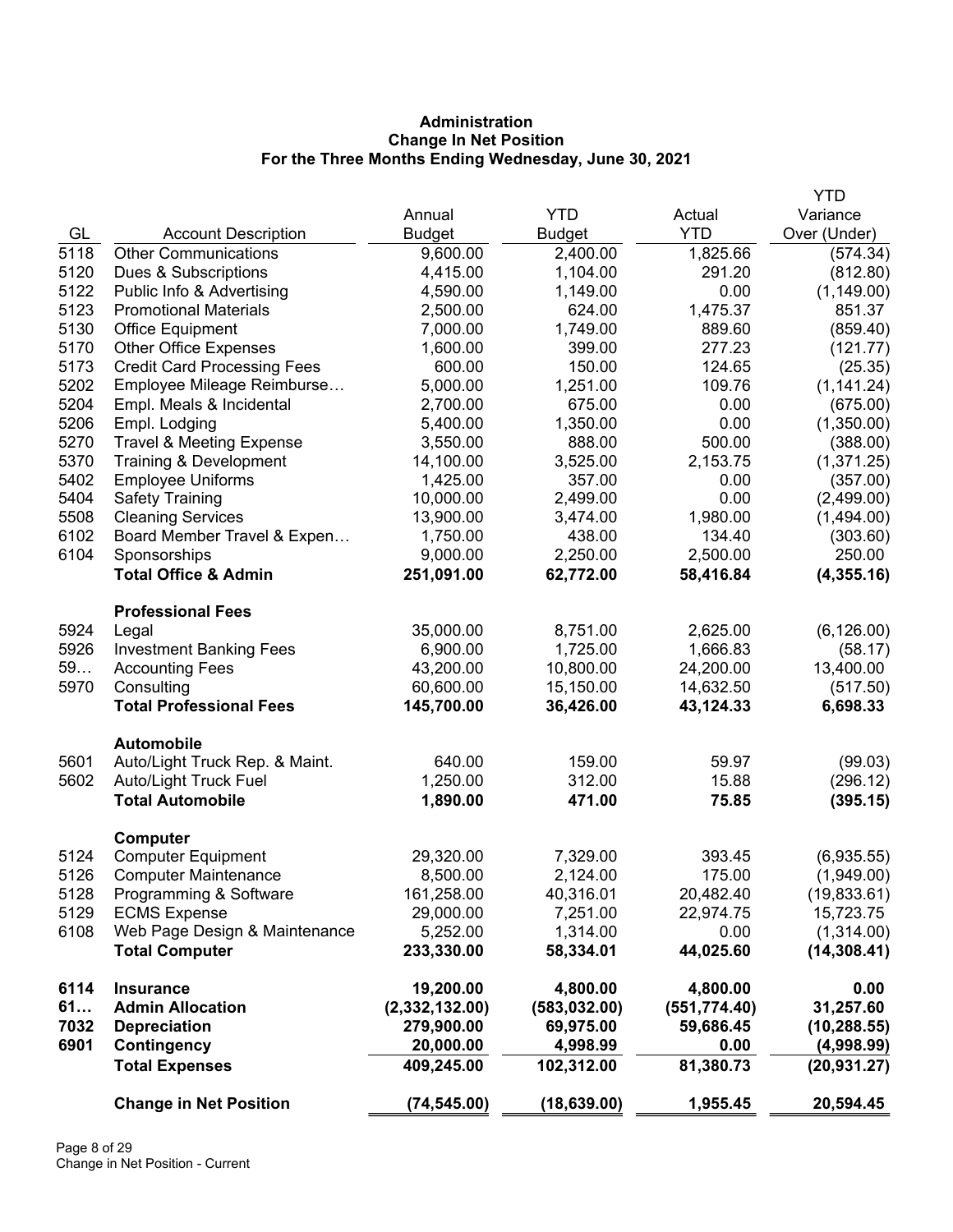**Administration**
**Change In Net Position**
**For the Three Months Ending Wednesday, June 30, 2021**

| GL | Account Description | Annual Budget | YTD Budget | Actual YTD | YTD Variance Over (Under) |
|---|---|---|---|---|---|
| 5118 | Other Communications | 9,600.00 | 2,400.00 | 1,825.66 | (574.34) |
| 5120 | Dues & Subscriptions | 4,415.00 | 1,104.00 | 291.20 | (812.80) |
| 5122 | Public Info & Advertising | 4,590.00 | 1,149.00 | 0.00 | (1,149.00) |
| 5123 | Promotional Materials | 2,500.00 | 624.00 | 1,475.37 | 851.37 |
| 5130 | Office Equipment | 7,000.00 | 1,749.00 | 889.60 | (859.40) |
| 5170 | Other Office Expenses | 1,600.00 | 399.00 | 277.23 | (121.77) |
| 5173 | Credit Card Processing Fees | 600.00 | 150.00 | 124.65 | (25.35) |
| 5202 | Employee Mileage Reimburse… | 5,000.00 | 1,251.00 | 109.76 | (1,141.24) |
| 5204 | Empl. Meals & Incidental | 2,700.00 | 675.00 | 0.00 | (675.00) |
| 5206 | Empl. Lodging | 5,400.00 | 1,350.00 | 0.00 | (1,350.00) |
| 5270 | Travel & Meeting Expense | 3,550.00 | 888.00 | 500.00 | (388.00) |
| 5370 | Training & Development | 14,100.00 | 3,525.00 | 2,153.75 | (1,371.25) |
| 5402 | Employee Uniforms | 1,425.00 | 357.00 | 0.00 | (357.00) |
| 5404 | Safety Training | 10,000.00 | 2,499.00 | 0.00 | (2,499.00) |
| 5508 | Cleaning Services | 13,900.00 | 3,474.00 | 1,980.00 | (1,494.00) |
| 6102 | Board Member Travel & Expen… | 1,750.00 | 438.00 | 134.40 | (303.60) |
| 6104 | Sponsorships | 9,000.00 | 2,250.00 | 2,500.00 | 250.00 |
| | **Total Office & Admin** | **251,091.00** | **62,772.00** | **58,416.84** | **(4,355.16)** |
| | **Professional Fees** | | | | |
| 5924 | Legal | 35,000.00 | 8,751.00 | 2,625.00 | (6,126.00) |
| 5926 | Investment Banking Fees | 6,900.00 | 1,725.00 | 1,666.83 | (58.17) |
| 59… | Accounting Fees | 43,200.00 | 10,800.00 | 24,200.00 | 13,400.00 |
| 5970 | Consulting | 60,600.00 | 15,150.00 | 14,632.50 | (517.50) |
| | **Total Professional Fees** | **145,700.00** | **36,426.00** | **43,124.33** | **6,698.33** |
| | **Automobile** | | | | |
| 5601 | Auto/Light Truck Rep. & Maint. | 640.00 | 159.00 | 59.97 | (99.03) |
| 5602 | Auto/Light Truck Fuel | 1,250.00 | 312.00 | 15.88 | (296.12) |
| | **Total Automobile** | **1,890.00** | **471.00** | **75.85** | **(395.15)** |
| | **Computer** | | | | |
| 5124 | Computer Equipment | 29,320.00 | 7,329.00 | 393.45 | (6,935.55) |
| 5126 | Computer Maintenance | 8,500.00 | 2,124.00 | 175.00 | (1,949.00) |
| 5128 | Programming & Software | 161,258.00 | 40,316.01 | 20,482.40 | (19,833.61) |
| 5129 | ECMS Expense | 29,000.00 | 7,251.00 | 22,974.75 | 15,723.75 |
| 6108 | Web Page Design & Maintenance | 5,252.00 | 1,314.00 | 0.00 | (1,314.00) |
| | **Total Computer** | **233,330.00** | **58,334.01** | **44,025.60** | **(14,308.41)** |
| **6114** | **Insurance** | **19,200.00** | **4,800.00** | **4,800.00** | **0.00** |
| **61…** | **Admin Allocation** | **(2,332,132.00)** | **(583,032.00)** | **(551,774.40)** | **31,257.60** |
| **7032** | **Depreciation** | **279,900.00** | **69,975.00** | **59,686.45** | **(10,288.55)** |
| **6901** | **Contingency** | **20,000.00** | **4,998.99** | **0.00** | **(4,998.99)** |
| | **Total Expenses** | **409,245.00** | **102,312.00** | **81,380.73** | **(20,931.27)** |
| | **Change in Net Position** | **(74,545.00)** | **(18,639.00)** | **1,955.45** | **20,594.45** |

Change in Net Position - Current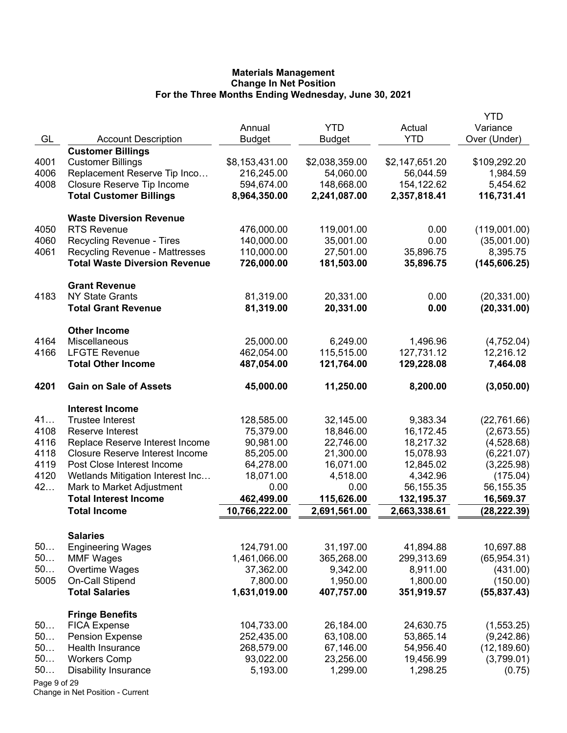**Materials Management**
**Change In Net Position**
**For the Three Months Ending Wednesday, June 30, 2021**

| GL | Account Description | Annual Budget | YTD Budget | Actual YTD | YTD Variance Over (Under) |
|---|---|---|---|---|---|
| | **Customer Billings** | | | | |
| 4001 | Customer Billings | $8,153,431.00 | $2,038,359.00 | $2,147,651.20 | $109,292.20 |
| 4006 | Replacement Reserve Tip Inco… | 216,245.00 | 54,060.00 | 56,044.59 | 1,984.59 |
| 4008 | Closure Reserve Tip Income | 594,674.00 | 148,668.00 | 154,122.62 | 5,454.62 |
| | **Total Customer Billings** | **8,964,350.00** | **2,241,087.00** | **2,357,818.41** | **116,731.41** |
| | **Waste Diversion Revenue** | | | | |
| 4050 | RTS Revenue | 476,000.00 | 119,001.00 | 0.00 | (119,001.00) |
| 4060 | Recycling Revenue - Tires | 140,000.00 | 35,001.00 | 0.00 | (35,001.00) |
| 4061 | Recycling Revenue - Mattresses | 110,000.00 | 27,501.00 | 35,896.75 | 8,395.75 |
| | **Total Waste Diversion Revenue** | **726,000.00** | **181,503.00** | **35,896.75** | **(145,606.25)** |
| | **Grant Revenue** | | | | |
| 4183 | NY State Grants | 81,319.00 | 20,331.00 | 0.00 | (20,331.00) |
| | **Total Grant Revenue** | **81,319.00** | **20,331.00** | **0.00** | **(20,331.00)** |
| | **Other Income** | | | | |
| 4164 | Miscellaneous | 25,000.00 | 6,249.00 | 1,496.96 | (4,752.04) |
| 4166 | LFGTE Revenue | 462,054.00 | 115,515.00 | 127,731.12 | 12,216.12 |
| | **Total Other Income** | **487,054.00** | **121,764.00** | **129,228.08** | **7,464.08** |
| **4201** | **Gain on Sale of Assets** | **45,000.00** | **11,250.00** | **8,200.00** | **(3,050.00)** |
| | **Interest Income** | | | | |
| 41… | Trustee Interest | 128,585.00 | 32,145.00 | 9,383.34 | (22,761.66) |
| 4108 | Reserve Interest | 75,379.00 | 18,846.00 | 16,172.45 | (2,673.55) |
| 4116 | Replace Reserve Interest Income | 90,981.00 | 22,746.00 | 18,217.32 | (4,528.68) |
| 4118 | Closure Reserve Interest Income | 85,205.00 | 21,300.00 | 15,078.93 | (6,221.07) |
| 4119 | Post Close Interest Income | 64,278.00 | 16,071.00 | 12,845.02 | (3,225.98) |
| 4120 | Wetlands Mitigation Interest Inc… | 18,071.00 | 4,518.00 | 4,342.96 | (175.04) |
| 42… | Mark to Market Adjustment | 0.00 | 0.00 | 56,155.35 | 56,155.35 |
| | **Total Interest Income** | **462,499.00** | **115,626.00** | **132,195.37** | **16,569.37** |
| | **Total Income** | **10,766,222.00** | **2,691,561.00** | **2,663,338.61** | **(28,222.39)** |
| | **Salaries** | | | | |
| 50… | Engineering Wages | 124,791.00 | 31,197.00 | 41,894.88 | 10,697.88 |
| 50… | MMF Wages | 1,461,066.00 | 365,268.00 | 299,313.69 | (65,954.31) |
| 50… | Overtime Wages | 37,362.00 | 9,342.00 | 8,911.00 | (431.00) |
| 5005 | On-Call Stipend | 7,800.00 | 1,950.00 | 1,800.00 | (150.00) |
| | **Total Salaries** | **1,631,019.00** | **407,757.00** | **351,919.57** | **(55,837.43)** |
| | **Fringe Benefits** | | | | |
| 50… | FICA Expense | 104,733.00 | 26,184.00 | 24,630.75 | (1,553.25) |
| 50… | Pension Expense | 252,435.00 | 63,108.00 | 53,865.14 | (9,242.86) |
| 50… | Health Insurance | 268,579.00 | 67,146.00 | 54,956.40 | (12,189.60) |
| 50… | Workers Comp | 93,022.00 | 23,256.00 | 19,456.99 | (3,799.01) |
| 50… | Disability Insurance | 5,193.00 | 1,299.00 | 1,298.25 | (0.75) |

Change in Net Position - Current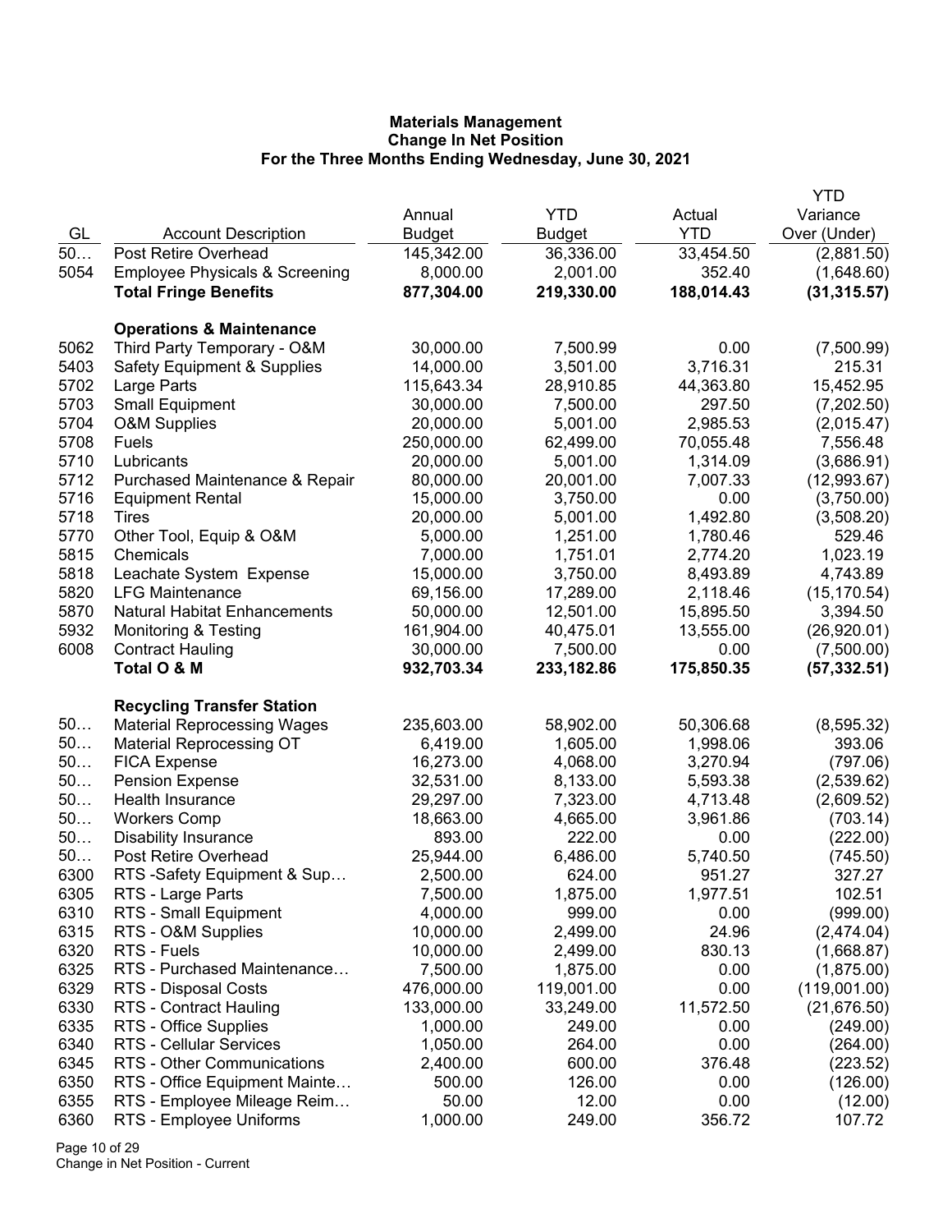**Materials Management**
**Change In Net Position**
**For the Three Months Ending Wednesday, June 30, 2021**

| GL | Account Description | Annual Budget | YTD Budget | Actual YTD | YTD Variance Over (Under) |
|---|---|---|---|---|---|
| 50… | Post Retire Overhead | 145,342.00 | 36,336.00 | 33,454.50 | (2,881.50) |
| 5054 | Employee Physicals & Screening | 8,000.00 | 2,001.00 | 352.40 | (1,648.60) |
| | **Total Fringe Benefits** | **877,304.00** | **219,330.00** | **188,014.43** | **(31,315.57)** |
| | | | | | |
| | **Operations & Maintenance** | | | | |
| 5062 | Third Party Temporary - O&M | 30,000.00 | 7,500.99 | 0.00 | (7,500.99) |
| 5403 | Safety Equipment & Supplies | 14,000.00 | 3,501.00 | 3,716.31 | 215.31 |
| 5702 | Large Parts | 115,643.34 | 28,910.85 | 44,363.80 | 15,452.95 |
| 5703 | Small Equipment | 30,000.00 | 7,500.00 | 297.50 | (7,202.50) |
| 5704 | O&M Supplies | 20,000.00 | 5,001.00 | 2,985.53 | (2,015.47) |
| 5708 | Fuels | 250,000.00 | 62,499.00 | 70,055.48 | 7,556.48 |
| 5710 | Lubricants | 20,000.00 | 5,001.00 | 1,314.09 | (3,686.91) |
| 5712 | Purchased Maintenance & Repair | 80,000.00 | 20,001.00 | 7,007.33 | (12,993.67) |
| 5716 | Equipment Rental | 15,000.00 | 3,750.00 | 0.00 | (3,750.00) |
| 5718 | Tires | 20,000.00 | 5,001.00 | 1,492.80 | (3,508.20) |
| 5770 | Other Tool, Equip & O&M | 5,000.00 | 1,251.00 | 1,780.46 | 529.46 |
| 5815 | Chemicals | 7,000.00 | 1,751.01 | 2,774.20 | 1,023.19 |
| 5818 | Leachate System Expense | 15,000.00 | 3,750.00 | 8,493.89 | 4,743.89 |
| 5820 | LFG Maintenance | 69,156.00 | 17,289.00 | 2,118.46 | (15,170.54) |
| 5870 | Natural Habitat Enhancements | 50,000.00 | 12,501.00 | 15,895.50 | 3,394.50 |
| 5932 | Monitoring & Testing | 161,904.00 | 40,475.01 | 13,555.00 | (26,920.01) |
| 6008 | Contract Hauling | 30,000.00 | 7,500.00 | 0.00 | (7,500.00) |
| | **Total O & M** | **932,703.34** | **233,182.86** | **175,850.35** | **(57,332.51)** |
| | | | | | |
| | **Recycling Transfer Station** | | | | |
| 50… | Material Reprocessing Wages | 235,603.00 | 58,902.00 | 50,306.68 | (8,595.32) |
| 50… | Material Reprocessing OT | 6,419.00 | 1,605.00 | 1,998.06 | 393.06 |
| 50… | FICA Expense | 16,273.00 | 4,068.00 | 3,270.94 | (797.06) |
| 50… | Pension Expense | 32,531.00 | 8,133.00 | 5,593.38 | (2,539.62) |
| 50… | Health Insurance | 29,297.00 | 7,323.00 | 4,713.48 | (2,609.52) |
| 50… | Workers Comp | 18,663.00 | 4,665.00 | 3,961.86 | (703.14) |
| 50… | Disability Insurance | 893.00 | 222.00 | 0.00 | (222.00) |
| 50… | Post Retire Overhead | 25,944.00 | 6,486.00 | 5,740.50 | (745.50) |
| 6300 | RTS -Safety Equipment & Sup… | 2,500.00 | 624.00 | 951.27 | 327.27 |
| 6305 | RTS - Large Parts | 7,500.00 | 1,875.00 | 1,977.51 | 102.51 |
| 6310 | RTS - Small Equipment | 4,000.00 | 999.00 | 0.00 | (999.00) |
| 6315 | RTS - O&M Supplies | 10,000.00 | 2,499.00 | 24.96 | (2,474.04) |
| 6320 | RTS - Fuels | 10,000.00 | 2,499.00 | 830.13 | (1,668.87) |
| 6325 | RTS - Purchased Maintenance… | 7,500.00 | 1,875.00 | 0.00 | (1,875.00) |
| 6329 | RTS - Disposal Costs | 476,000.00 | 119,001.00 | 0.00 | (119,001.00) |
| 6330 | RTS - Contract Hauling | 133,000.00 | 33,249.00 | 11,572.50 | (21,676.50) |
| 6335 | RTS - Office Supplies | 1,000.00 | 249.00 | 0.00 | (249.00) |
| 6340 | RTS - Cellular Services | 1,050.00 | 264.00 | 0.00 | (264.00) |
| 6345 | RTS - Other Communications | 2,400.00 | 600.00 | 376.48 | (223.52) |
| 6350 | RTS - Office Equipment Mainte… | 500.00 | 126.00 | 0.00 | (126.00) |
| 6355 | RTS - Employee Mileage Reim… | 50.00 | 12.00 | 0.00 | (12.00) |
| 6360 | RTS - Employee Uniforms | 1,000.00 | 249.00 | 356.72 | 107.72 |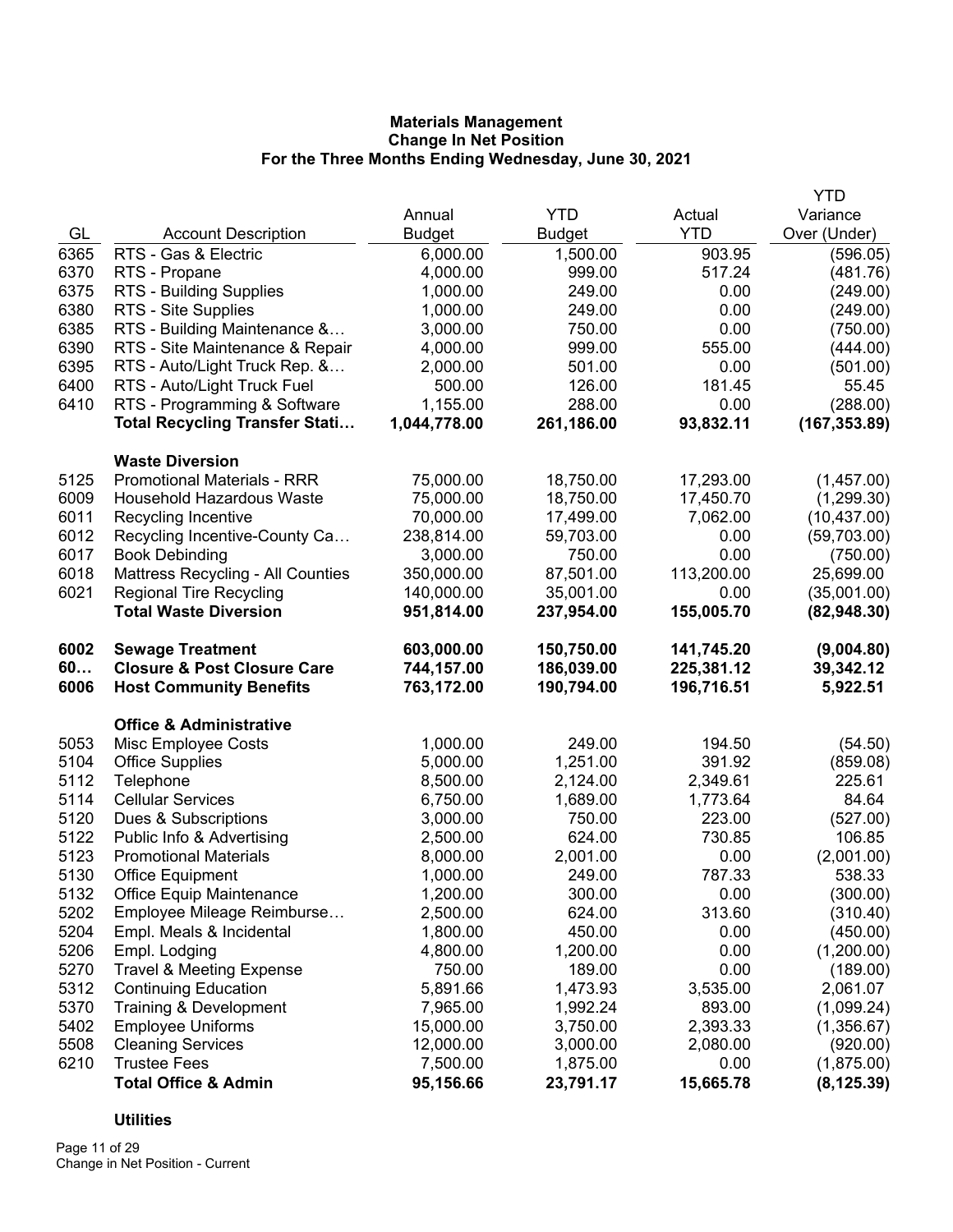**Materials Management**
**Change In Net Position**
**For the Three Months Ending Wednesday, June 30, 2021**

| GL | Account Description | Annual Budget | YTD Budget | Actual YTD | YTD Variance Over (Under) |
|---|---|---|---|---|---|
| 6365 | RTS - Gas & Electric | 6,000.00 | 1,500.00 | 903.95 | (596.05) |
| 6370 | RTS - Propane | 4,000.00 | 999.00 | 517.24 | (481.76) |
| 6375 | RTS - Building Supplies | 1,000.00 | 249.00 | 0.00 | (249.00) |
| 6380 | RTS - Site Supplies | 1,000.00 | 249.00 | 0.00 | (249.00) |
| 6385 | RTS - Building Maintenance &… | 3,000.00 | 750.00 | 0.00 | (750.00) |
| 6390 | RTS - Site Maintenance & Repair | 4,000.00 | 999.00 | 555.00 | (444.00) |
| 6395 | RTS - Auto/Light Truck Rep. &… | 2,000.00 | 501.00 | 0.00 | (501.00) |
| 6400 | RTS - Auto/Light Truck Fuel | 500.00 | 126.00 | 181.45 | 55.45 |
| 6410 | RTS - Programming & Software | 1,155.00 | 288.00 | 0.00 | (288.00) |
| | **Total Recycling Transfer Stati…** | **1,044,778.00** | **261,186.00** | **93,832.11** | **(167,353.89)** |
| | **Waste Diversion** | | | | |
| 5125 | Promotional Materials - RRR | 75,000.00 | 18,750.00 | 17,293.00 | (1,457.00) |
| 6009 | Household Hazardous Waste | 75,000.00 | 18,750.00 | 17,450.70 | (1,299.30) |
| 6011 | Recycling Incentive | 70,000.00 | 17,499.00 | 7,062.00 | (10,437.00) |
| 6012 | Recycling Incentive-County Ca… | 238,814.00 | 59,703.00 | 0.00 | (59,703.00) |
| 6017 | Book Debinding | 3,000.00 | 750.00 | 0.00 | (750.00) |
| 6018 | Mattress Recycling - All Counties | 350,000.00 | 87,501.00 | 113,200.00 | 25,699.00 |
| 6021 | Regional Tire Recycling | 140,000.00 | 35,001.00 | 0.00 | (35,001.00) |
| | **Total Waste Diversion** | **951,814.00** | **237,954.00** | **155,005.70** | **(82,948.30)** |
| **6002** | **Sewage Treatment** | **603,000.00** | **150,750.00** | **141,745.20** | **(9,004.80)** |
| **60…** | **Closure & Post Closure Care** | **744,157.00** | **186,039.00** | **225,381.12** | **39,342.12** |
| **6006** | **Host Community Benefits** | **763,172.00** | **190,794.00** | **196,716.51** | **5,922.51** |
| | **Office & Administrative** | | | | |
| 5053 | Misc Employee Costs | 1,000.00 | 249.00 | 194.50 | (54.50) |
| 5104 | Office Supplies | 5,000.00 | 1,251.00 | 391.92 | (859.08) |
| 5112 | Telephone | 8,500.00 | 2,124.00 | 2,349.61 | 225.61 |
| 5114 | Cellular Services | 6,750.00 | 1,689.00 | 1,773.64 | 84.64 |
| 5120 | Dues & Subscriptions | 3,000.00 | 750.00 | 223.00 | (527.00) |
| 5122 | Public Info & Advertising | 2,500.00 | 624.00 | 730.85 | 106.85 |
| 5123 | Promotional Materials | 8,000.00 | 2,001.00 | 0.00 | (2,001.00) |
| 5130 | Office Equipment | 1,000.00 | 249.00 | 787.33 | 538.33 |
| 5132 | Office Equip Maintenance | 1,200.00 | 300.00 | 0.00 | (300.00) |
| 5202 | Employee Mileage Reimburse… | 2,500.00 | 624.00 | 313.60 | (310.40) |
| 5204 | Empl. Meals & Incidental | 1,800.00 | 450.00 | 0.00 | (450.00) |
| 5206 | Empl. Lodging | 4,800.00 | 1,200.00 | 0.00 | (1,200.00) |
| 5270 | Travel & Meeting Expense | 750.00 | 189.00 | 0.00 | (189.00) |
| 5312 | Continuing Education | 5,891.66 | 1,473.93 | 3,535.00 | 2,061.07 |
| 5370 | Training & Development | 7,965.00 | 1,992.24 | 893.00 | (1,099.24) |
| 5402 | Employee Uniforms | 15,000.00 | 3,750.00 | 2,393.33 | (1,356.67) |
| 5508 | Cleaning Services | 12,000.00 | 3,000.00 | 2,080.00 | (920.00) |
| 6210 | Trustee Fees | 7,500.00 | 1,875.00 | 0.00 | (1,875.00) |
| | **Total Office & Admin** | **95,156.66** | **23,791.17** | **15,665.78** | **(8,125.39)** |
| | **Utilities** | | | | |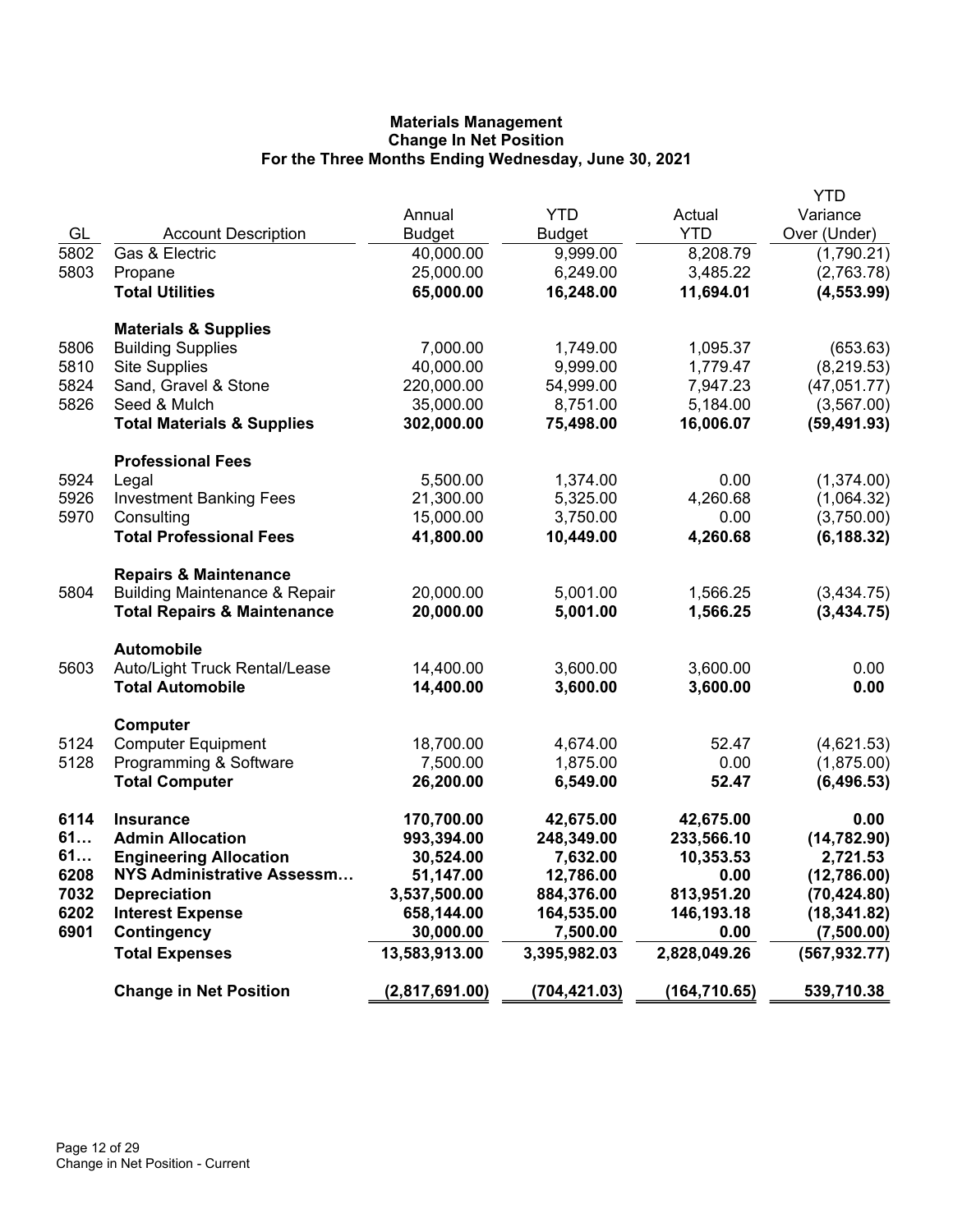# Materials Management
## Change In Net Position
### For the Three Months Ending Wednesday, June 30, 2021

| GL | Account Description | Annual Budget | YTD Budget | Actual YTD | YTD Variance Over (Under) |
|---|---|---|---|---|---|
| 5802 | Gas & Electric | 40,000.00 | 9,999.00 | 8,208.79 | (1,790.21) |
| 5803 | Propane | 25,000.00 | 6,249.00 | 3,485.22 | (2,763.78) |
| | **Total Utilities** | **65,000.00** | **16,248.00** | **11,694.01** | **(4,553.99)** |
| | **Materials & Supplies** | | | | |
| 5806 | Building Supplies | 7,000.00 | 1,749.00 | 1,095.37 | (653.63) |
| 5810 | Site Supplies | 40,000.00 | 9,999.00 | 1,779.47 | (8,219.53) |
| 5824 | Sand, Gravel & Stone | 220,000.00 | 54,999.00 | 7,947.23 | (47,051.77) |
| 5826 | Seed & Mulch | 35,000.00 | 8,751.00 | 5,184.00 | (3,567.00) |
| | **Total Materials & Supplies** | **302,000.00** | **75,498.00** | **16,006.07** | **(59,491.93)** |
| | **Professional Fees** | | | | |
| 5924 | Legal | 5,500.00 | 1,374.00 | 0.00 | (1,374.00) |
| 5926 | Investment Banking Fees | 21,300.00 | 5,325.00 | 4,260.68 | (1,064.32) |
| 5970 | Consulting | 15,000.00 | 3,750.00 | 0.00 | (3,750.00) |
| | **Total Professional Fees** | **41,800.00** | **10,449.00** | **4,260.68** | **(6,188.32)** |
| | **Repairs & Maintenance** | | | | |
| 5804 | Building Maintenance & Repair | 20,000.00 | 5,001.00 | 1,566.25 | (3,434.75) |
| | **Total Repairs & Maintenance** | **20,000.00** | **5,001.00** | **1,566.25** | **(3,434.75)** |
| | **Automobile** | | | | |
| 5603 | Auto/Light Truck Rental/Lease | 14,400.00 | 3,600.00 | 3,600.00 | 0.00 |
| | **Total Automobile** | **14,400.00** | **3,600.00** | **3,600.00** | **0.00** |
| | **Computer** | | | | |
| 5124 | Computer Equipment | 18,700.00 | 4,674.00 | 52.47 | (4,621.53) |
| 5128 | Programming & Software | 7,500.00 | 1,875.00 | 0.00 | (1,875.00) |
| | **Total Computer** | **26,200.00** | **6,549.00** | **52.47** | **(6,496.53)** |
| **6114** | **Insurance** | **170,700.00** | **42,675.00** | **42,675.00** | **0.00** |
| **61…** | **Admin Allocation** | **993,394.00** | **248,349.00** | **233,566.10** | **(14,782.90)** |
| **61…** | **Engineering Allocation** | **30,524.00** | **7,632.00** | **10,353.53** | **2,721.53** |
| **6208** | **NYS Administrative Assessm…** | **51,147.00** | **12,786.00** | **0.00** | **(12,786.00)** |
| **7032** | **Depreciation** | **3,537,500.00** | **884,376.00** | **813,951.20** | **(70,424.80)** |
| **6202** | **Interest Expense** | **658,144.00** | **164,535.00** | **146,193.18** | **(18,341.82)** |
| **6901** | **Contingency** | **30,000.00** | **7,500.00** | **0.00** | **(7,500.00)** |
| | **Total Expenses** | **13,583,913.00** | **3,395,982.03** | **2,828,049.26** | **(567,932.77)** |
| | **Change in Net Position** | **(2,817,691.00)** | **(704,421.03)** | **(164,710.65)** | **539,710.38** |

Change in Net Position - Current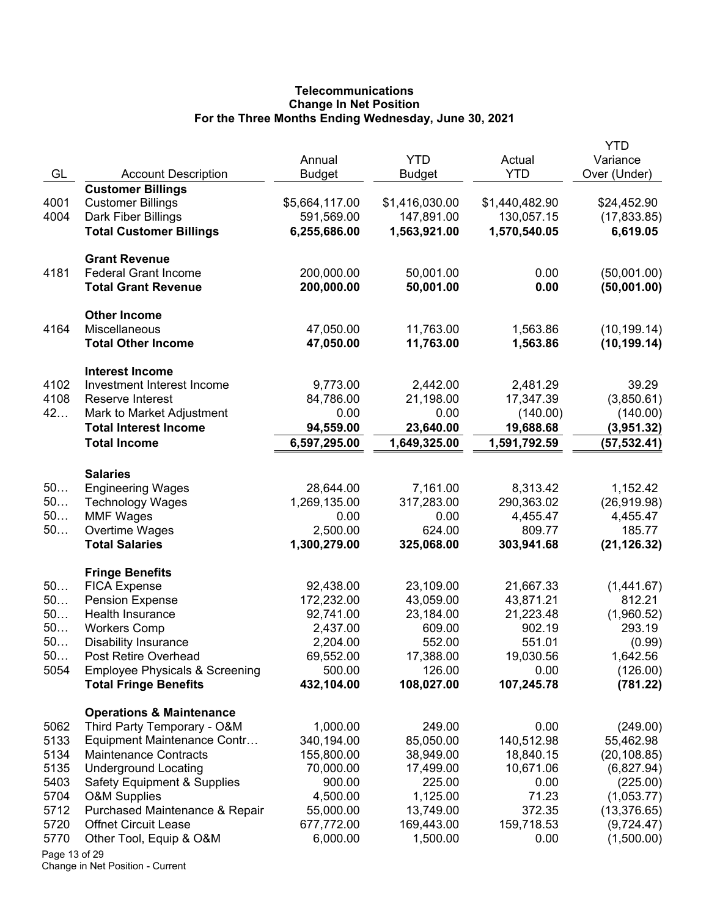# Telecommunications
## Change In Net Position
### For the Three Months Ending Wednesday, June 30, 2021

| GL | Account Description | Annual Budget | YTD Budget | Actual YTD | YTD Variance Over (Under) |
|---|---|---|---|---|---|
| | **Customer Billings** | | | | |
| 4001 | Customer Billings | $5,664,117.00 | $1,416,030.00 | $1,440,482.90 | $24,452.90 |
| 4004 | Dark Fiber Billings | 591,569.00 | 147,891.00 | 130,057.15 | (17,833.85) |
| | **Total Customer Billings** | **6,255,686.00** | **1,563,921.00** | **1,570,540.05** | **6,619.05** |
| | **Grant Revenue** | | | | |
| 4181 | Federal Grant Income | 200,000.00 | 50,001.00 | 0.00 | (50,001.00) |
| | **Total Grant Revenue** | **200,000.00** | **50,001.00** | **0.00** | **(50,001.00)** |
| | **Other Income** | | | | |
| 4164 | Miscellaneous | 47,050.00 | 11,763.00 | 1,563.86 | (10,199.14) |
| | **Total Other Income** | **47,050.00** | **11,763.00** | **1,563.86** | **(10,199.14)** |
| | **Interest Income** | | | | |
| 4102 | Investment Interest Income | 9,773.00 | 2,442.00 | 2,481.29 | 39.29 |
| 4108 | Reserve Interest | 84,786.00 | 21,198.00 | 17,347.39 | (3,850.61) |
| 42… | Mark to Market Adjustment | 0.00 | 0.00 | (140.00) | (140.00) |
| | **Total Interest Income** | **94,559.00** | **23,640.00** | **19,688.68** | **(3,951.32)** |
| | **Total Income** | **6,597,295.00** | **1,649,325.00** | **1,591,792.59** | **(57,532.41)** |
| | **Salaries** | | | | |
| 50… | Engineering Wages | 28,644.00 | 7,161.00 | 8,313.42 | 1,152.42 |
| 50… | Technology Wages | 1,269,135.00 | 317,283.00 | 290,363.02 | (26,919.98) |
| 50… | MMF Wages | 0.00 | 0.00 | 4,455.47 | 4,455.47 |
| 50… | Overtime Wages | 2,500.00 | 624.00 | 809.77 | 185.77 |
| | **Total Salaries** | **1,300,279.00** | **325,068.00** | **303,941.68** | **(21,126.32)** |
| | **Fringe Benefits** | | | | |
| 50… | FICA Expense | 92,438.00 | 23,109.00 | 21,667.33 | (1,441.67) |
| 50… | Pension Expense | 172,232.00 | 43,059.00 | 43,871.21 | 812.21 |
| 50… | Health Insurance | 92,741.00 | 23,184.00 | 21,223.48 | (1,960.52) |
| 50… | Workers Comp | 2,437.00 | 609.00 | 902.19 | 293.19 |
| 50… | Disability Insurance | 2,204.00 | 552.00 | 551.01 | (0.99) |
| 50… | Post Retire Overhead | 69,552.00 | 17,388.00 | 19,030.56 | 1,642.56 |
| 5054 | Employee Physicals & Screening | 500.00 | 126.00 | 0.00 | (126.00) |
| | **Total Fringe Benefits** | **432,104.00** | **108,027.00** | **107,245.78** | **(781.22)** |
| | **Operations & Maintenance** | | | | |
| 5062 | Third Party Temporary - O&M | 1,000.00 | 249.00 | 0.00 | (249.00) |
| 5133 | Equipment Maintenance Contr… | 340,194.00 | 85,050.00 | 140,512.98 | 55,462.98 |
| 5134 | Maintenance Contracts | 155,800.00 | 38,949.00 | 18,840.15 | (20,108.85) |
| 5135 | Underground Locating | 70,000.00 | 17,499.00 | 10,671.06 | (6,827.94) |
| 5403 | Safety Equipment & Supplies | 900.00 | 225.00 | 0.00 | (225.00) |
| 5704 | O&M Supplies | 4,500.00 | 1,125.00 | 71.23 | (1,053.77) |
| 5712 | Purchased Maintenance & Repair | 55,000.00 | 13,749.00 | 372.35 | (13,376.65) |
| 5720 | Offnet Circuit Lease | 677,772.00 | 169,443.00 | 159,718.53 | (9,724.47) |
| 5770 | Other Tool, Equip & O&M | 6,000.00 | 1,500.00 | 0.00 | (1,500.00) |

Change in Net Position - Current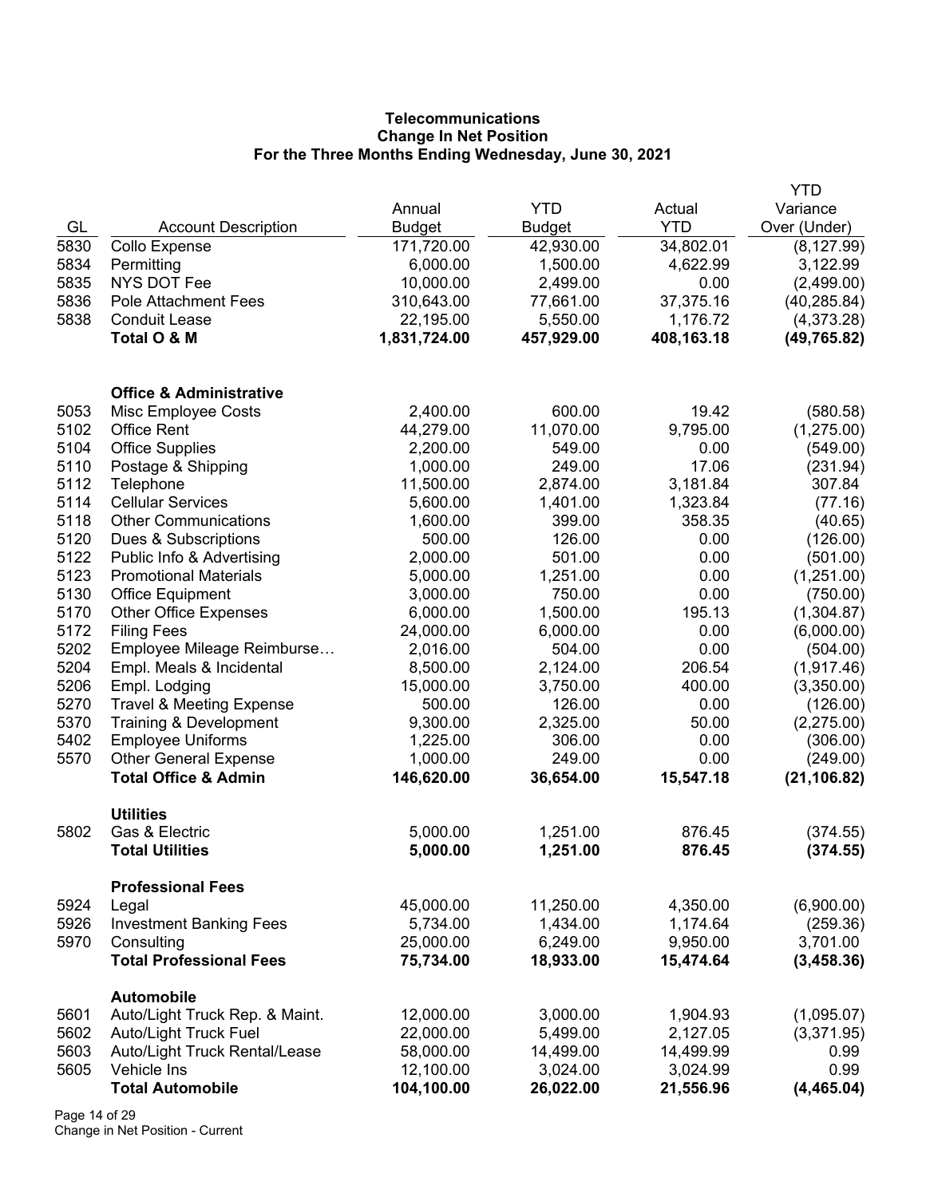**Telecommunications**
**Change In Net Position**
**For the Three Months Ending Wednesday, June 30, 2021**

| GL | Account Description | Annual Budget | YTD Budget | Actual YTD | YTD Variance Over (Under) |
|---|---|---|---|---|---|
| 5830 | Collo Expense | 171,720.00 | 42,930.00 | 34,802.01 | (8,127.99) |
| 5834 | Permitting | 6,000.00 | 1,500.00 | 4,622.99 | 3,122.99 |
| 5835 | NYS DOT Fee | 10,000.00 | 2,499.00 | 0.00 | (2,499.00) |
| 5836 | Pole Attachment Fees | 310,643.00 | 77,661.00 | 37,375.16 | (40,285.84) |
| 5838 | Conduit Lease | 22,195.00 | 5,550.00 | 1,176.72 | (4,373.28) |
| | **Total O & M** | **1,831,724.00** | **457,929.00** | **408,163.18** | **(49,765.82)** |
| | | | | | |
| | **Office & Administrative** | | | | |
| 5053 | Misc Employee Costs | 2,400.00 | 600.00 | 19.42 | (580.58) |
| 5102 | Office Rent | 44,279.00 | 11,070.00 | 9,795.00 | (1,275.00) |
| 5104 | Office Supplies | 2,200.00 | 549.00 | 0.00 | (549.00) |
| 5110 | Postage & Shipping | 1,000.00 | 249.00 | 17.06 | (231.94) |
| 5112 | Telephone | 11,500.00 | 2,874.00 | 3,181.84 | 307.84 |
| 5114 | Cellular Services | 5,600.00 | 1,401.00 | 1,323.84 | (77.16) |
| 5118 | Other Communications | 1,600.00 | 399.00 | 358.35 | (40.65) |
| 5120 | Dues & Subscriptions | 500.00 | 126.00 | 0.00 | (126.00) |
| 5122 | Public Info & Advertising | 2,000.00 | 501.00 | 0.00 | (501.00) |
| 5123 | Promotional Materials | 5,000.00 | 1,251.00 | 0.00 | (1,251.00) |
| 5130 | Office Equipment | 3,000.00 | 750.00 | 0.00 | (750.00) |
| 5170 | Other Office Expenses | 6,000.00 | 1,500.00 | 195.13 | (1,304.87) |
| 5172 | Filing Fees | 24,000.00 | 6,000.00 | 0.00 | (6,000.00) |
| 5202 | Employee Mileage Reimburse… | 2,016.00 | 504.00 | 0.00 | (504.00) |
| 5204 | Empl. Meals & Incidental | 8,500.00 | 2,124.00 | 206.54 | (1,917.46) |
| 5206 | Empl. Lodging | 15,000.00 | 3,750.00 | 400.00 | (3,350.00) |
| 5270 | Travel & Meeting Expense | 500.00 | 126.00 | 0.00 | (126.00) |
| 5370 | Training & Development | 9,300.00 | 2,325.00 | 50.00 | (2,275.00) |
| 5402 | Employee Uniforms | 1,225.00 | 306.00 | 0.00 | (306.00) |
| 5570 | Other General Expense | 1,000.00 | 249.00 | 0.00 | (249.00) |
| | **Total Office & Admin** | **146,620.00** | **36,654.00** | **15,547.18** | **(21,106.82)** |
| | | | | | |
| | **Utilities** | | | | |
| 5802 | Gas & Electric | 5,000.00 | 1,251.00 | 876.45 | (374.55) |
| | **Total Utilities** | **5,000.00** | **1,251.00** | **876.45** | **(374.55)** |
| | | | | | |
| | **Professional Fees** | | | | |
| 5924 | Legal | 45,000.00 | 11,250.00 | 4,350.00 | (6,900.00) |
| 5926 | Investment Banking Fees | 5,734.00 | 1,434.00 | 1,174.64 | (259.36) |
| 5970 | Consulting | 25,000.00 | 6,249.00 | 9,950.00 | 3,701.00 |
| | **Total Professional Fees** | **75,734.00** | **18,933.00** | **15,474.64** | **(3,458.36)** |
| | | | | | |
| | **Automobile** | | | | |
| 5601 | Auto/Light Truck Rep. & Maint. | 12,000.00 | 3,000.00 | 1,904.93 | (1,095.07) |
| 5602 | Auto/Light Truck Fuel | 22,000.00 | 5,499.00 | 2,127.05 | (3,371.95) |
| 5603 | Auto/Light Truck Rental/Lease | 58,000.00 | 14,499.00 | 14,499.99 | 0.99 |
| 5605 | Vehicle Ins | 12,100.00 | 3,024.00 | 3,024.99 | 0.99 |
| | **Total Automobile** | **104,100.00** | **26,022.00** | **21,556.96** | **(4,465.04)** |

Change in Net Position - Current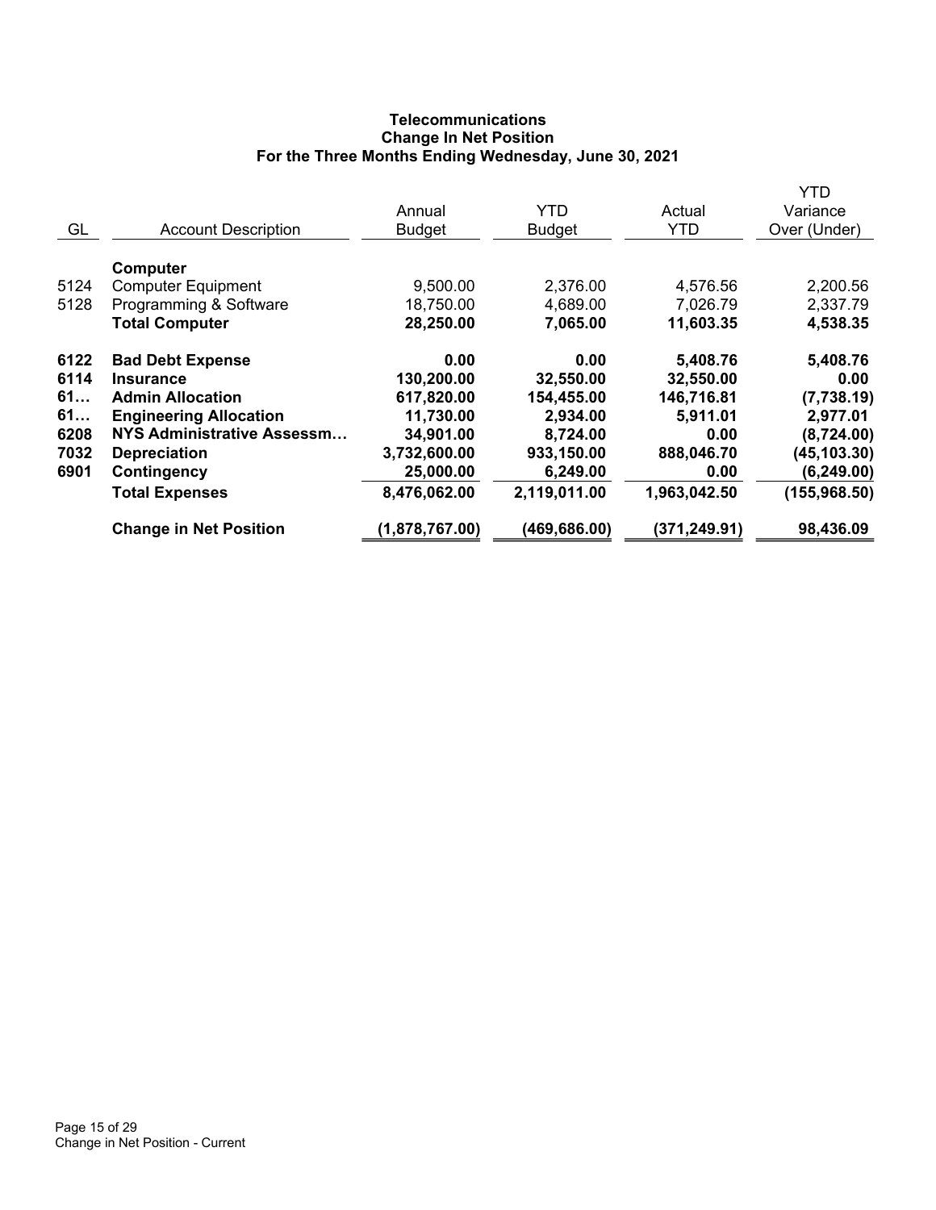**Telecommunications**
**Change In Net Position**
**For the Three Months Ending Wednesday, June 30, 2021**

| GL | Account Description | Annual Budget | YTD Budget | Actual YTD | YTD Variance Over (Under) |
|---|---|---|---|---|---|
| | **Computer** | | | | |
| 5124 | Computer Equipment | 9,500.00 | 2,376.00 | 4,576.56 | 2,200.56 |
| 5128 | Programming & Software | 18,750.00 | 4,689.00 | 7,026.79 | 2,337.79 |
| | **Total Computer** | **28,250.00** | **7,065.00** | **11,603.35** | **4,538.35** |
| **6122** | **Bad Debt Expense** | **0.00** | **0.00** | **5,408.76** | **5,408.76** |
| **6114** | **Insurance** | **130,200.00** | **32,550.00** | **32,550.00** | **0.00** |
| **61…** | **Admin Allocation** | **617,820.00** | **154,455.00** | **146,716.81** | **(7,738.19)** |
| **61…** | **Engineering Allocation** | **11,730.00** | **2,934.00** | **5,911.01** | **2,977.01** |
| **6208** | **NYS Administrative Assessm…** | **34,901.00** | **8,724.00** | **0.00** | **(8,724.00)** |
| **7032** | **Depreciation** | **3,732,600.00** | **933,150.00** | **888,046.70** | **(45,103.30)** |
| **6901** | **Contingency** | **25,000.00** | **6,249.00** | **0.00** | **(6,249.00)** |
| | **Total Expenses** | **8,476,062.00** | **2,119,011.00** | **1,963,042.50** | **(155,968.50)** |
| | **Change in Net Position** | **(1,878,767.00)** | **(469,686.00)** | **(371,249.91)** | **98,436.09** |

Change in Net Position - Current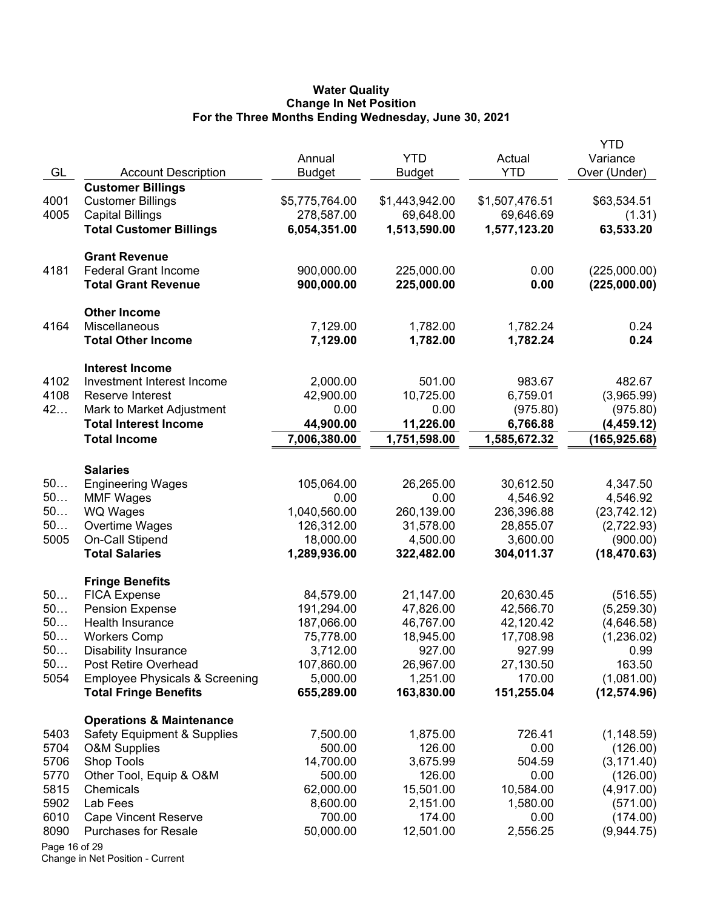**Water Quality**
**Change In Net Position**
**For the Three Months Ending Wednesday, June 30, 2021**

| GL | Account Description | Annual Budget | YTD Budget | Actual YTD | YTD Variance Over (Under) |
|---|---|---|---|---|---|
| | **Customer Billings** | | | | |
| 4001 | Customer Billings | $5,775,764.00 | $1,443,942.00 | $1,507,476.51 | $63,534.51 |
| 4005 | Capital Billings | 278,587.00 | 69,648.00 | 69,646.69 | (1.31) |
| | **Total Customer Billings** | **6,054,351.00** | **1,513,590.00** | **1,577,123.20** | **63,533.20** |
| | **Grant Revenue** | | | | |
| 4181 | Federal Grant Income | 900,000.00 | 225,000.00 | 0.00 | (225,000.00) |
| | **Total Grant Revenue** | **900,000.00** | **225,000.00** | **0.00** | **(225,000.00)** |
| | **Other Income** | | | | |
| 4164 | Miscellaneous | 7,129.00 | 1,782.00 | 1,782.24 | 0.24 |
| | **Total Other Income** | **7,129.00** | **1,782.00** | **1,782.24** | **0.24** |
| | **Interest Income** | | | | |
| 4102 | Investment Interest Income | 2,000.00 | 501.00 | 983.67 | 482.67 |
| 4108 | Reserve Interest | 42,900.00 | 10,725.00 | 6,759.01 | (3,965.99) |
| 42… | Mark to Market Adjustment | 0.00 | 0.00 | (975.80) | (975.80) |
| | **Total Interest Income** | **44,900.00** | **11,226.00** | **6,766.88** | **(4,459.12)** |
| | **Total Income** | **7,006,380.00** | **1,751,598.00** | **1,585,672.32** | **(165,925.68)** |
| | **Salaries** | | | | |
| 50… | Engineering Wages | 105,064.00 | 26,265.00 | 30,612.50 | 4,347.50 |
| 50… | MMF Wages | 0.00 | 0.00 | 4,546.92 | 4,546.92 |
| 50… | WQ Wages | 1,040,560.00 | 260,139.00 | 236,396.88 | (23,742.12) |
| 50… | Overtime Wages | 126,312.00 | 31,578.00 | 28,855.07 | (2,722.93) |
| 5005 | On-Call Stipend | 18,000.00 | 4,500.00 | 3,600.00 | (900.00) |
| | **Total Salaries** | **1,289,936.00** | **322,482.00** | **304,011.37** | **(18,470.63)** |
| | **Fringe Benefits** | | | | |
| 50… | FICA Expense | 84,579.00 | 21,147.00 | 20,630.45 | (516.55) |
| 50… | Pension Expense | 191,294.00 | 47,826.00 | 42,566.70 | (5,259.30) |
| 50… | Health Insurance | 187,066.00 | 46,767.00 | 42,120.42 | (4,646.58) |
| 50… | Workers Comp | 75,778.00 | 18,945.00 | 17,708.98 | (1,236.02) |
| 50… | Disability Insurance | 3,712.00 | 927.00 | 927.99 | 0.99 |
| 50… | Post Retire Overhead | 107,860.00 | 26,967.00 | 27,130.50 | 163.50 |
| 5054 | Employee Physicals & Screening | 5,000.00 | 1,251.00 | 170.00 | (1,081.00) |
| | **Total Fringe Benefits** | **655,289.00** | **163,830.00** | **151,255.04** | **(12,574.96)** |
| | **Operations & Maintenance** | | | | |
| 5403 | Safety Equipment & Supplies | 7,500.00 | 1,875.00 | 726.41 | (1,148.59) |
| 5704 | O&M Supplies | 500.00 | 126.00 | 0.00 | (126.00) |
| 5706 | Shop Tools | 14,700.00 | 3,675.99 | 504.59 | (3,171.40) |
| 5770 | Other Tool, Equip & O&M | 500.00 | 126.00 | 0.00 | (126.00) |
| 5815 | Chemicals | 62,000.00 | 15,501.00 | 10,584.00 | (4,917.00) |
| 5902 | Lab Fees | 8,600.00 | 2,151.00 | 1,580.00 | (571.00) |
| 6010 | Cape Vincent Reserve | 700.00 | 174.00 | 0.00 | (174.00) |
| 8090 | Purchases for Resale | 50,000.00 | 12,501.00 | 2,556.25 | (9,944.75) |

Change in Net Position - Current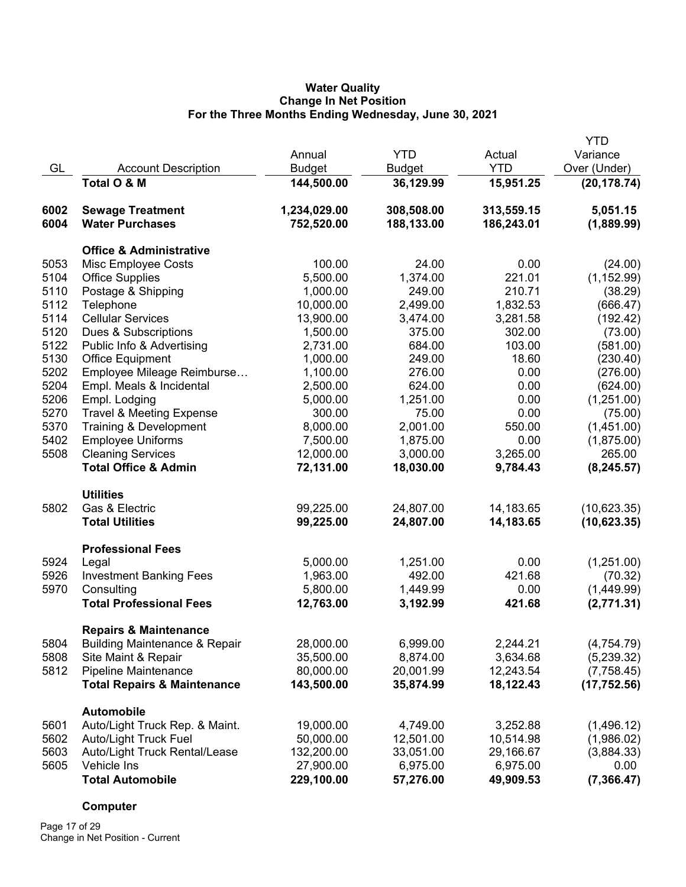**Water Quality**
**Change In Net Position**
**For the Three Months Ending Wednesday, June 30, 2021**

| GL | Account Description | Annual Budget | YTD Budget | Actual YTD | YTD Variance Over (Under) |
|---|---|---|---|---|---|
| | **Total O & M** | **144,500.00** | **36,129.99** | **15,951.25** | **(20,178.74)** |
| | | | | | |
| **6002** | **Sewage Treatment** | **1,234,029.00** | **308,508.00** | **313,559.15** | **5,051.15** |
| **6004** | **Water Purchases** | **752,520.00** | **188,133.00** | **186,243.01** | **(1,889.99)** |
| | | | | | |
| | **Office & Administrative** | | | | |
| 5053 | Misc Employee Costs | 100.00 | 24.00 | 0.00 | (24.00) |
| 5104 | Office Supplies | 5,500.00 | 1,374.00 | 221.01 | (1,152.99) |
| 5110 | Postage & Shipping | 1,000.00 | 249.00 | 210.71 | (38.29) |
| 5112 | Telephone | 10,000.00 | 2,499.00 | 1,832.53 | (666.47) |
| 5114 | Cellular Services | 13,900.00 | 3,474.00 | 3,281.58 | (192.42) |
| 5120 | Dues & Subscriptions | 1,500.00 | 375.00 | 302.00 | (73.00) |
| 5122 | Public Info & Advertising | 2,731.00 | 684.00 | 103.00 | (581.00) |
| 5130 | Office Equipment | 1,000.00 | 249.00 | 18.60 | (230.40) |
| 5202 | Employee Mileage Reimburse… | 1,100.00 | 276.00 | 0.00 | (276.00) |
| 5204 | Empl. Meals & Incidental | 2,500.00 | 624.00 | 0.00 | (624.00) |
| 5206 | Empl. Lodging | 5,000.00 | 1,251.00 | 0.00 | (1,251.00) |
| 5270 | Travel & Meeting Expense | 300.00 | 75.00 | 0.00 | (75.00) |
| 5370 | Training & Development | 8,000.00 | 2,001.00 | 550.00 | (1,451.00) |
| 5402 | Employee Uniforms | 7,500.00 | 1,875.00 | 0.00 | (1,875.00) |
| 5508 | Cleaning Services | 12,000.00 | 3,000.00 | 3,265.00 | 265.00 |
| | **Total Office & Admin** | **72,131.00** | **18,030.00** | **9,784.43** | **(8,245.57)** |
| | | | | | |
| | **Utilities** | | | | |
| 5802 | Gas & Electric | 99,225.00 | 24,807.00 | 14,183.65 | (10,623.35) |
| | **Total Utilities** | **99,225.00** | **24,807.00** | **14,183.65** | **(10,623.35)** |
| | | | | | |
| | **Professional Fees** | | | | |
| 5924 | Legal | 5,000.00 | 1,251.00 | 0.00 | (1,251.00) |
| 5926 | Investment Banking Fees | 1,963.00 | 492.00 | 421.68 | (70.32) |
| 5970 | Consulting | 5,800.00 | 1,449.99 | 0.00 | (1,449.99) |
| | **Total Professional Fees** | **12,763.00** | **3,192.99** | **421.68** | **(2,771.31)** |
| | | | | | |
| | **Repairs & Maintenance** | | | | |
| 5804 | Building Maintenance & Repair | 28,000.00 | 6,999.00 | 2,244.21 | (4,754.79) |
| 5808 | Site Maint & Repair | 35,500.00 | 8,874.00 | 3,634.68 | (5,239.32) |
| 5812 | Pipeline Maintenance | 80,000.00 | 20,001.99 | 12,243.54 | (7,758.45) |
| | **Total Repairs & Maintenance** | **143,500.00** | **35,874.99** | **18,122.43** | **(17,752.56)** |
| | | | | | |
| | **Automobile** | | | | |
| 5601 | Auto/Light Truck Rep. & Maint. | 19,000.00 | 4,749.00 | 3,252.88 | (1,496.12) |
| 5602 | Auto/Light Truck Fuel | 50,000.00 | 12,501.00 | 10,514.98 | (1,986.02) |
| 5603 | Auto/Light Truck Rental/Lease | 132,200.00 | 33,051.00 | 29,166.67 | (3,884.33) |
| 5605 | Vehicle Ins | 27,900.00 | 6,975.00 | 6,975.00 | 0.00 |
| | **Total Automobile** | **229,100.00** | **57,276.00** | **49,909.53** | **(7,366.47)** |
| | | | | | |
| | **Computer** | | | | |

Change in Net Position - Current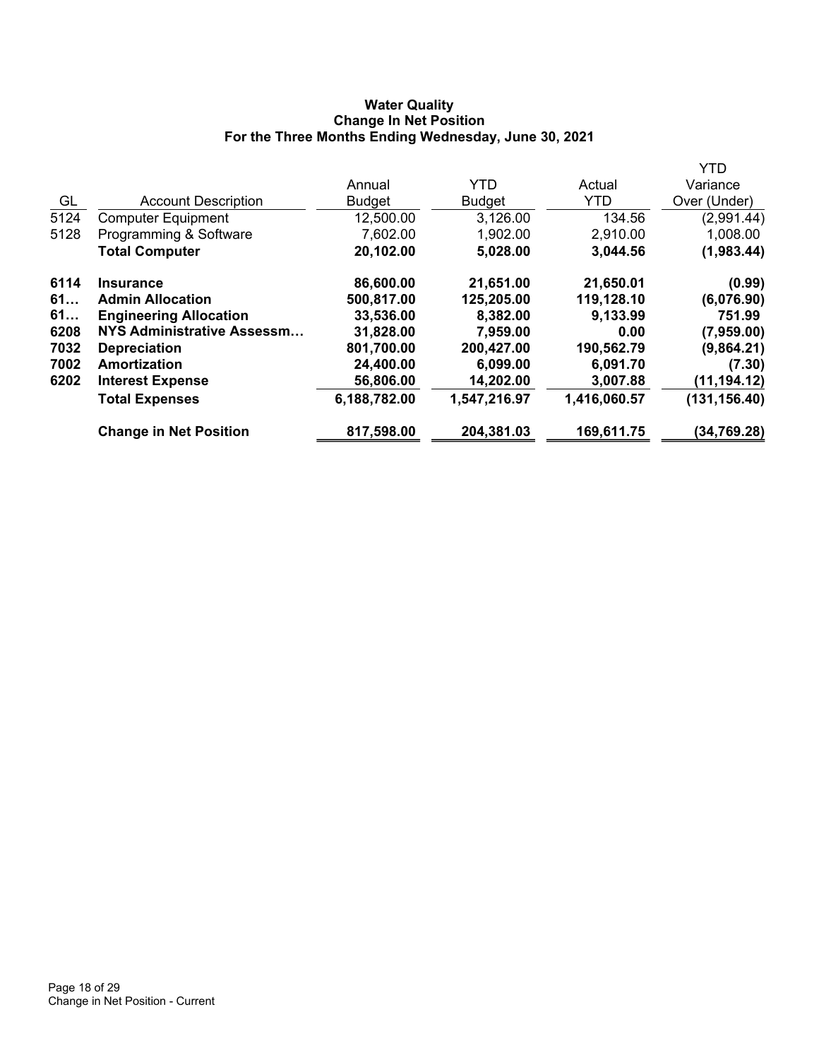**Water Quality**
**Change In Net Position**
**For the Three Months Ending Wednesday, June 30, 2021**

| GL | Account Description | Annual Budget | YTD Budget | Actual YTD | YTD Variance Over (Under) |
|---|---|---|---|---|---|
| 5124 | Computer Equipment | 12,500.00 | 3,126.00 | 134.56 | (2,991.44) |
| 5128 | Programming & Software | 7,602.00 | 1,902.00 | 2,910.00 | 1,008.00 |
| | **Total Computer** | **20,102.00** | **5,028.00** | **3,044.56** | **(1,983.44)** |
| **6114** | **Insurance** | **86,600.00** | **21,651.00** | **21,650.01** | **(0.99)** |
| **61…** | **Admin Allocation** | **500,817.00** | **125,205.00** | **119,128.10** | **(6,076.90)** |
| **61…** | **Engineering Allocation** | **33,536.00** | **8,382.00** | **9,133.99** | **751.99** |
| **6208** | **NYS Administrative Assessm…** | **31,828.00** | **7,959.00** | **0.00** | **(7,959.00)** |
| **7032** | **Depreciation** | **801,700.00** | **200,427.00** | **190,562.79** | **(9,864.21)** |
| **7002** | **Amortization** | **24,400.00** | **6,099.00** | **6,091.70** | **(7.30)** |
| **6202** | **Interest Expense** | **56,806.00** | **14,202.00** | **3,007.88** | **(11,194.12)** |
| | **Total Expenses** | **6,188,782.00** | **1,547,216.97** | **1,416,060.57** | **(131,156.40)** |
| | **Change in Net Position** | **817,598.00** | **204,381.03** | **169,611.75** | **(34,769.28)** |

Change in Net Position - Current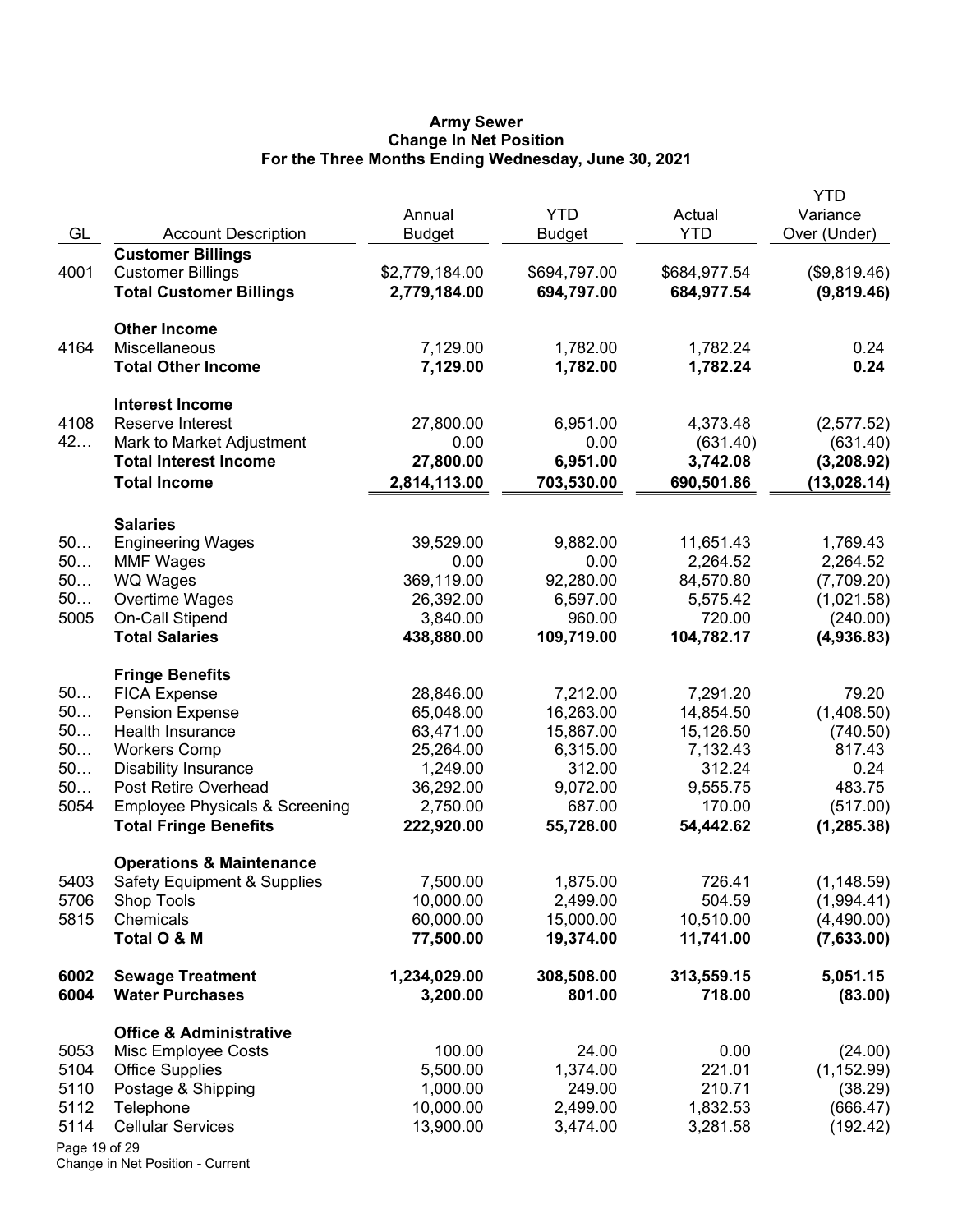# Army Sewer
## Change In Net Position
### For the Three Months Ending Wednesday, June 30, 2021

| GL | Account Description | Annual Budget | YTD Budget | Actual YTD | YTD Variance Over (Under) |
|---|---|---|---|---|---|
| | **Customer Billings** | | | | |
| 4001 | Customer Billings | $2,779,184.00 | $694,797.00 | $684,977.54 | ($9,819.46) |
| | **Total Customer Billings** | **2,779,184.00** | **694,797.00** | **684,977.54** | **(9,819.46)** |
| | **Other Income** | | | | |
| 4164 | Miscellaneous | 7,129.00 | 1,782.00 | 1,782.24 | 0.24 |
| | **Total Other Income** | **7,129.00** | **1,782.00** | **1,782.24** | **0.24** |
| | **Interest Income** | | | | |
| 4108 | Reserve Interest | 27,800.00 | 6,951.00 | 4,373.48 | (2,577.52) |
| 42… | Mark to Market Adjustment | 0.00 | 0.00 | (631.40) | (631.40) |
| | **Total Interest Income** | **27,800.00** | **6,951.00** | **3,742.08** | **(3,208.92)** |
| | **Total Income** | **2,814,113.00** | **703,530.00** | **690,501.86** | **(13,028.14)** |
| | **Salaries** | | | | |
| 50… | Engineering Wages | 39,529.00 | 9,882.00 | 11,651.43 | 1,769.43 |
| 50… | MMF Wages | 0.00 | 0.00 | 2,264.52 | 2,264.52 |
| 50… | WQ Wages | 369,119.00 | 92,280.00 | 84,570.80 | (7,709.20) |
| 50… | Overtime Wages | 26,392.00 | 6,597.00 | 5,575.42 | (1,021.58) |
| 5005 | On-Call Stipend | 3,840.00 | 960.00 | 720.00 | (240.00) |
| | **Total Salaries** | **438,880.00** | **109,719.00** | **104,782.17** | **(4,936.83)** |
| | **Fringe Benefits** | | | | |
| 50… | FICA Expense | 28,846.00 | 7,212.00 | 7,291.20 | 79.20 |
| 50… | Pension Expense | 65,048.00 | 16,263.00 | 14,854.50 | (1,408.50) |
| 50… | Health Insurance | 63,471.00 | 15,867.00 | 15,126.50 | (740.50) |
| 50… | Workers Comp | 25,264.00 | 6,315.00 | 7,132.43 | 817.43 |
| 50… | Disability Insurance | 1,249.00 | 312.00 | 312.24 | 0.24 |
| 50… | Post Retire Overhead | 36,292.00 | 9,072.00 | 9,555.75 | 483.75 |
| 5054 | Employee Physicals & Screening | 2,750.00 | 687.00 | 170.00 | (517.00) |
| | **Total Fringe Benefits** | **222,920.00** | **55,728.00** | **54,442.62** | **(1,285.38)** |
| | **Operations & Maintenance** | | | | |
| 5403 | Safety Equipment & Supplies | 7,500.00 | 1,875.00 | 726.41 | (1,148.59) |
| 5706 | Shop Tools | 10,000.00 | 2,499.00 | 504.59 | (1,994.41) |
| 5815 | Chemicals | 60,000.00 | 15,000.00 | 10,510.00 | (4,490.00) |
| | **Total O & M** | **77,500.00** | **19,374.00** | **11,741.00** | **(7,633.00)** |
| **6002** | **Sewage Treatment** | **1,234,029.00** | **308,508.00** | **313,559.15** | **5,051.15** |
| **6004** | **Water Purchases** | **3,200.00** | **801.00** | **718.00** | **(83.00)** |
| | **Office & Administrative** | | | | |
| 5053 | Misc Employee Costs | 100.00 | 24.00 | 0.00 | (24.00) |
| 5104 | Office Supplies | 5,500.00 | 1,374.00 | 221.01 | (1,152.99) |
| 5110 | Postage & Shipping | 1,000.00 | 249.00 | 210.71 | (38.29) |
| 5112 | Telephone | 10,000.00 | 2,499.00 | 1,832.53 | (666.47) |
| 5114 | Cellular Services | 13,900.00 | 3,474.00 | 3,281.58 | (192.42) |

Change in Net Position - Current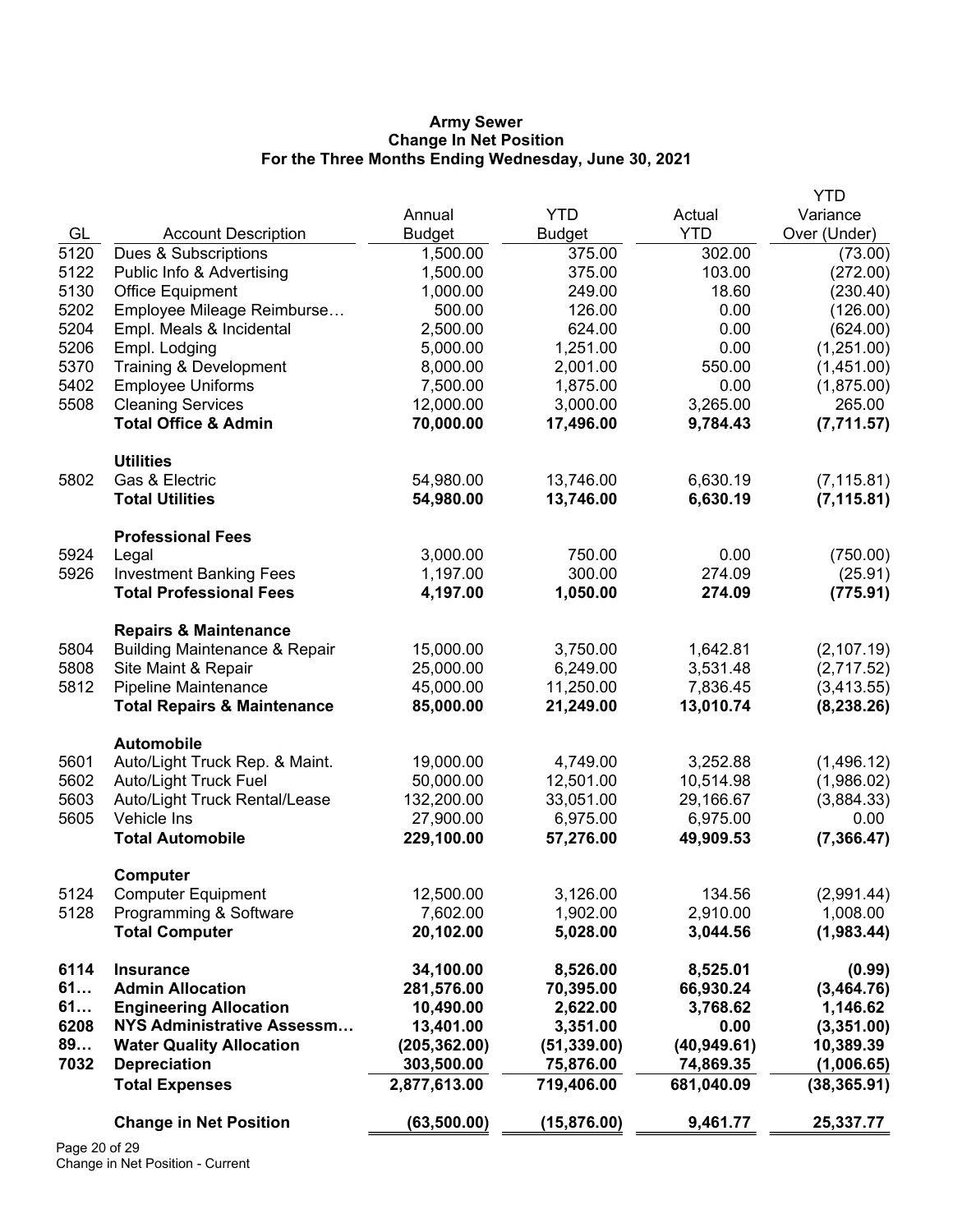**Army Sewer**
**Change In Net Position**
**For the Three Months Ending Wednesday, June 30, 2021**

| GL | Account Description | Annual Budget | YTD Budget | Actual YTD | YTD Variance Over (Under) |
|---|---|---|---|---|---|
| 5120 | Dues & Subscriptions | 1,500.00 | 375.00 | 302.00 | (73.00) |
| 5122 | Public Info & Advertising | 1,500.00 | 375.00 | 103.00 | (272.00) |
| 5130 | Office Equipment | 1,000.00 | 249.00 | 18.60 | (230.40) |
| 5202 | Employee Mileage Reimburse… | 500.00 | 126.00 | 0.00 | (126.00) |
| 5204 | Empl. Meals & Incidental | 2,500.00 | 624.00 | 0.00 | (624.00) |
| 5206 | Empl. Lodging | 5,000.00 | 1,251.00 | 0.00 | (1,251.00) |
| 5370 | Training & Development | 8,000.00 | 2,001.00 | 550.00 | (1,451.00) |
| 5402 | Employee Uniforms | 7,500.00 | 1,875.00 | 0.00 | (1,875.00) |
| 5508 | Cleaning Services | 12,000.00 | 3,000.00 | 3,265.00 | 265.00 |
| | **Total Office & Admin** | **70,000.00** | **17,496.00** | **9,784.43** | **(7,711.57)** |
| | **Utilities** | | | | |
| 5802 | Gas & Electric | 54,980.00 | 13,746.00 | 6,630.19 | (7,115.81) |
| | **Total Utilities** | **54,980.00** | **13,746.00** | **6,630.19** | **(7,115.81)** |
| | **Professional Fees** | | | | |
| 5924 | Legal | 3,000.00 | 750.00 | 0.00 | (750.00) |
| 5926 | Investment Banking Fees | 1,197.00 | 300.00 | 274.09 | (25.91) |
| | **Total Professional Fees** | **4,197.00** | **1,050.00** | **274.09** | **(775.91)** |
| | **Repairs & Maintenance** | | | | |
| 5804 | Building Maintenance & Repair | 15,000.00 | 3,750.00 | 1,642.81 | (2,107.19) |
| 5808 | Site Maint & Repair | 25,000.00 | 6,249.00 | 3,531.48 | (2,717.52) |
| 5812 | Pipeline Maintenance | 45,000.00 | 11,250.00 | 7,836.45 | (3,413.55) |
| | **Total Repairs & Maintenance** | **85,000.00** | **21,249.00** | **13,010.74** | **(8,238.26)** |
| | **Automobile** | | | | |
| 5601 | Auto/Light Truck Rep. & Maint. | 19,000.00 | 4,749.00 | 3,252.88 | (1,496.12) |
| 5602 | Auto/Light Truck Fuel | 50,000.00 | 12,501.00 | 10,514.98 | (1,986.02) |
| 5603 | Auto/Light Truck Rental/Lease | 132,200.00 | 33,051.00 | 29,166.67 | (3,884.33) |
| 5605 | Vehicle Ins | 27,900.00 | 6,975.00 | 6,975.00 | 0.00 |
| | **Total Automobile** | **229,100.00** | **57,276.00** | **49,909.53** | **(7,366.47)** |
| | **Computer** | | | | |
| 5124 | Computer Equipment | 12,500.00 | 3,126.00 | 134.56 | (2,991.44) |
| 5128 | Programming & Software | 7,602.00 | 1,902.00 | 2,910.00 | 1,008.00 |
| | **Total Computer** | **20,102.00** | **5,028.00** | **3,044.56** | **(1,983.44)** |
| **6114** | **Insurance** | **34,100.00** | **8,526.00** | **8,525.01** | **(0.99)** |
| **61…** | **Admin Allocation** | **281,576.00** | **70,395.00** | **66,930.24** | **(3,464.76)** |
| **61…** | **Engineering Allocation** | **10,490.00** | **2,622.00** | **3,768.62** | **1,146.62** |
| **6208** | **NYS Administrative Assessm…** | **13,401.00** | **3,351.00** | **0.00** | **(3,351.00)** |
| **89…** | **Water Quality Allocation** | **(205,362.00)** | **(51,339.00)** | **(40,949.61)** | **10,389.39** |
| **7032** | **Depreciation** | **303,500.00** | **75,876.00** | **74,869.35** | **(1,006.65)** |
| | **Total Expenses** | **2,877,613.00** | **719,406.00** | **681,040.09** | **(38,365.91)** |
| | **Change in Net Position** | **(63,500.00)** | **(15,876.00)** | **9,461.77** | **25,337.77** |

Change in Net Position - Current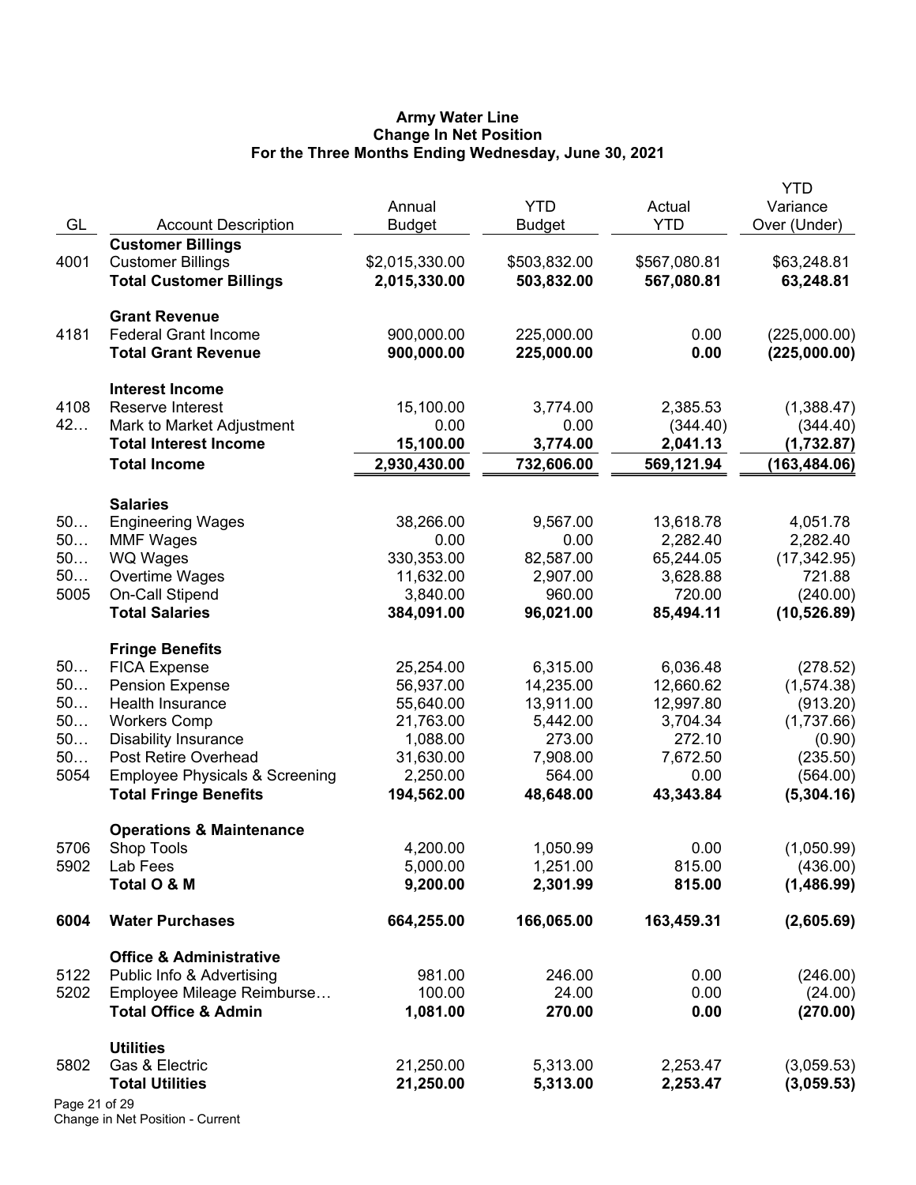# Army Water Line
## Change In Net Position
### For the Three Months Ending Wednesday, June 30, 2021

| GL | Account Description | Annual Budget | YTD Budget | Actual YTD | YTD Variance Over (Under) |
|---|---|---|---|---|---|
| | **Customer Billings** | | | | |
| 4001 | Customer Billings | $2,015,330.00 | $503,832.00 | $567,080.81 | $63,248.81 |
| | **Total Customer Billings** | **2,015,330.00** | **503,832.00** | **567,080.81** | **63,248.81** |
| | **Grant Revenue** | | | | |
| 4181 | Federal Grant Income | 900,000.00 | 225,000.00 | 0.00 | (225,000.00) |
| | **Total Grant Revenue** | **900,000.00** | **225,000.00** | **0.00** | **(225,000.00)** |
| | **Interest Income** | | | | |
| 4108 | Reserve Interest | 15,100.00 | 3,774.00 | 2,385.53 | (1,388.47) |
| 42… | Mark to Market Adjustment | 0.00 | 0.00 | (344.40) | (344.40) |
| | **Total Interest Income** | **15,100.00** | **3,774.00** | **2,041.13** | **(1,732.87)** |
| | **Total Income** | **2,930,430.00** | **732,606.00** | **569,121.94** | **(163,484.06)** |
| | **Salaries** | | | | |
| 50… | Engineering Wages | 38,266.00 | 9,567.00 | 13,618.78 | 4,051.78 |
| 50… | MMF Wages | 0.00 | 0.00 | 2,282.40 | 2,282.40 |
| 50… | WQ Wages | 330,353.00 | 82,587.00 | 65,244.05 | (17,342.95) |
| 50… | Overtime Wages | 11,632.00 | 2,907.00 | 3,628.88 | 721.88 |
| 5005 | On-Call Stipend | 3,840.00 | 960.00 | 720.00 | (240.00) |
| | **Total Salaries** | **384,091.00** | **96,021.00** | **85,494.11** | **(10,526.89)** |
| | **Fringe Benefits** | | | | |
| 50… | FICA Expense | 25,254.00 | 6,315.00 | 6,036.48 | (278.52) |
| 50… | Pension Expense | 56,937.00 | 14,235.00 | 12,660.62 | (1,574.38) |
| 50… | Health Insurance | 55,640.00 | 13,911.00 | 12,997.80 | (913.20) |
| 50… | Workers Comp | 21,763.00 | 5,442.00 | 3,704.34 | (1,737.66) |
| 50… | Disability Insurance | 1,088.00 | 273.00 | 272.10 | (0.90) |
| 50… | Post Retire Overhead | 31,630.00 | 7,908.00 | 7,672.50 | (235.50) |
| 5054 | Employee Physicals & Screening | 2,250.00 | 564.00 | 0.00 | (564.00) |
| | **Total Fringe Benefits** | **194,562.00** | **48,648.00** | **43,343.84** | **(5,304.16)** |
| | **Operations & Maintenance** | | | | |
| 5706 | Shop Tools | 4,200.00 | 1,050.99 | 0.00 | (1,050.99) |
| 5902 | Lab Fees | 5,000.00 | 1,251.00 | 815.00 | (436.00) |
| | **Total O & M** | **9,200.00** | **2,301.99** | **815.00** | **(1,486.99)** |
| **6004** | **Water Purchases** | **664,255.00** | **166,065.00** | **163,459.31** | **(2,605.69)** |
| | **Office & Administrative** | | | | |
| 5122 | Public Info & Advertising | 981.00 | 246.00 | 0.00 | (246.00) |
| 5202 | Employee Mileage Reimburse… | 100.00 | 24.00 | 0.00 | (24.00) |
| | **Total Office & Admin** | **1,081.00** | **270.00** | **0.00** | **(270.00)** |
| | **Utilities** | | | | |
| 5802 | Gas & Electric | 21,250.00 | 5,313.00 | 2,253.47 | (3,059.53) |
| | **Total Utilities** | **21,250.00** | **5,313.00** | **2,253.47** | **(3,059.53)** |

Change in Net Position - Current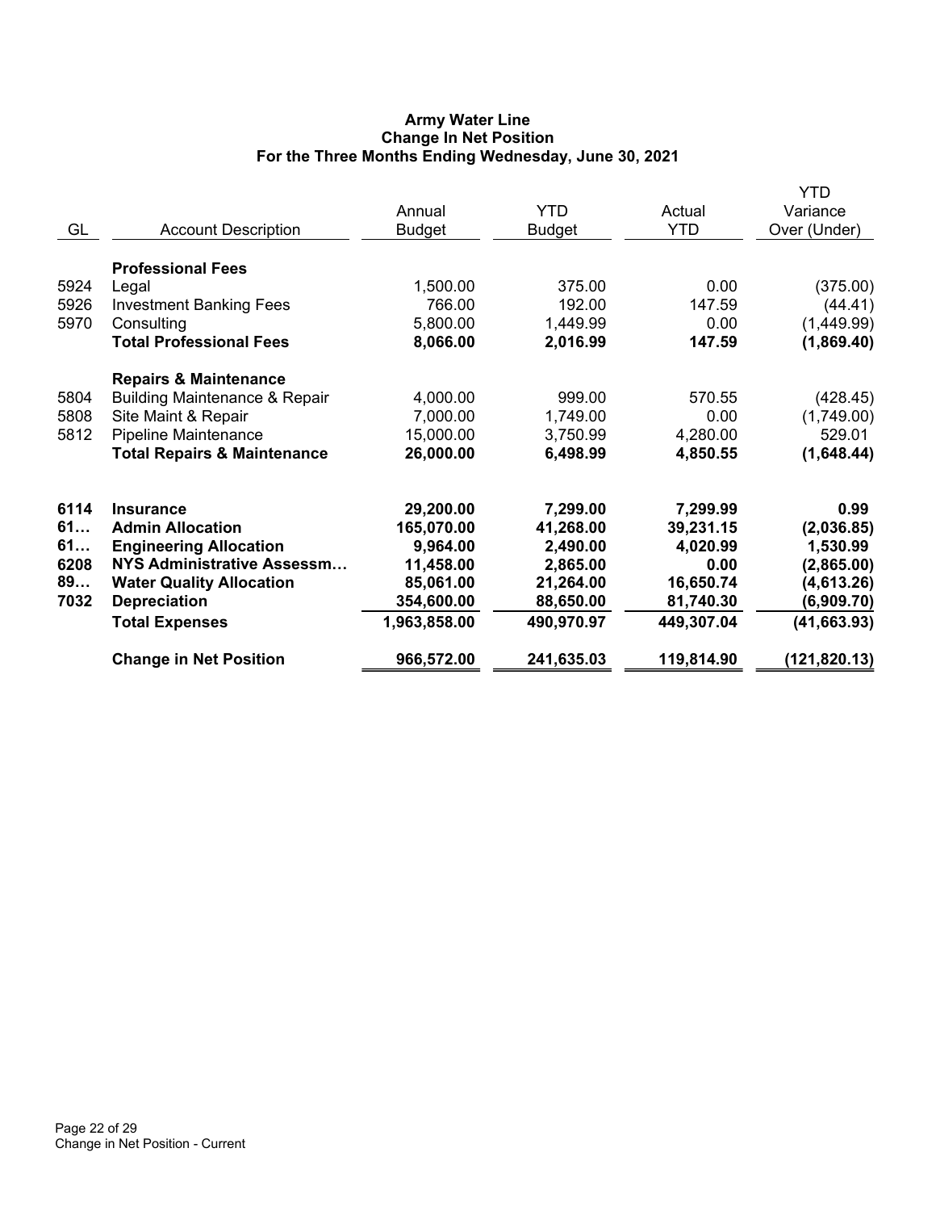# Army Water Line
## Change In Net Position
### For the Three Months Ending Wednesday, June 30, 2021

| GL | Account Description | Annual Budget | YTD Budget | Actual YTD | YTD Variance Over (Under) |
|---|---|---|---|---|---|
| | **Professional Fees** | | | | |
| 5924 | Legal | 1,500.00 | 375.00 | 0.00 | (375.00) |
| 5926 | Investment Banking Fees | 766.00 | 192.00 | 147.59 | (44.41) |
| 5970 | Consulting | 5,800.00 | 1,449.99 | 0.00 | (1,449.99) |
| | **Total Professional Fees** | **8,066.00** | **2,016.99** | **147.59** | **(1,869.40)** |
| | **Repairs & Maintenance** | | | | |
| 5804 | Building Maintenance & Repair | 4,000.00 | 999.00 | 570.55 | (428.45) |
| 5808 | Site Maint & Repair | 7,000.00 | 1,749.00 | 0.00 | (1,749.00) |
| 5812 | Pipeline Maintenance | 15,000.00 | 3,750.99 | 4,280.00 | 529.01 |
| | **Total Repairs & Maintenance** | **26,000.00** | **6,498.99** | **4,850.55** | **(1,648.44)** |
| **6114** | **Insurance** | **29,200.00** | **7,299.00** | **7,299.99** | **0.99** |
| **61…** | **Admin Allocation** | **165,070.00** | **41,268.00** | **39,231.15** | **(2,036.85)** |
| **61…** | **Engineering Allocation** | **9,964.00** | **2,490.00** | **4,020.99** | **1,530.99** |
| **6208** | **NYS Administrative Assessm…** | **11,458.00** | **2,865.00** | **0.00** | **(2,865.00)** |
| **89…** | **Water Quality Allocation** | **85,061.00** | **21,264.00** | **16,650.74** | **(4,613.26)** |
| **7032** | **Depreciation** | **354,600.00** | **88,650.00** | **81,740.30** | **(6,909.70)** |
| | **Total Expenses** | **1,963,858.00** | **490,970.97** | **449,307.04** | **(41,663.93)** |
| | **Change in Net Position** | **966,572.00** | **241,635.03** | **119,814.90** | **(121,820.13)** |

Change in Net Position - Current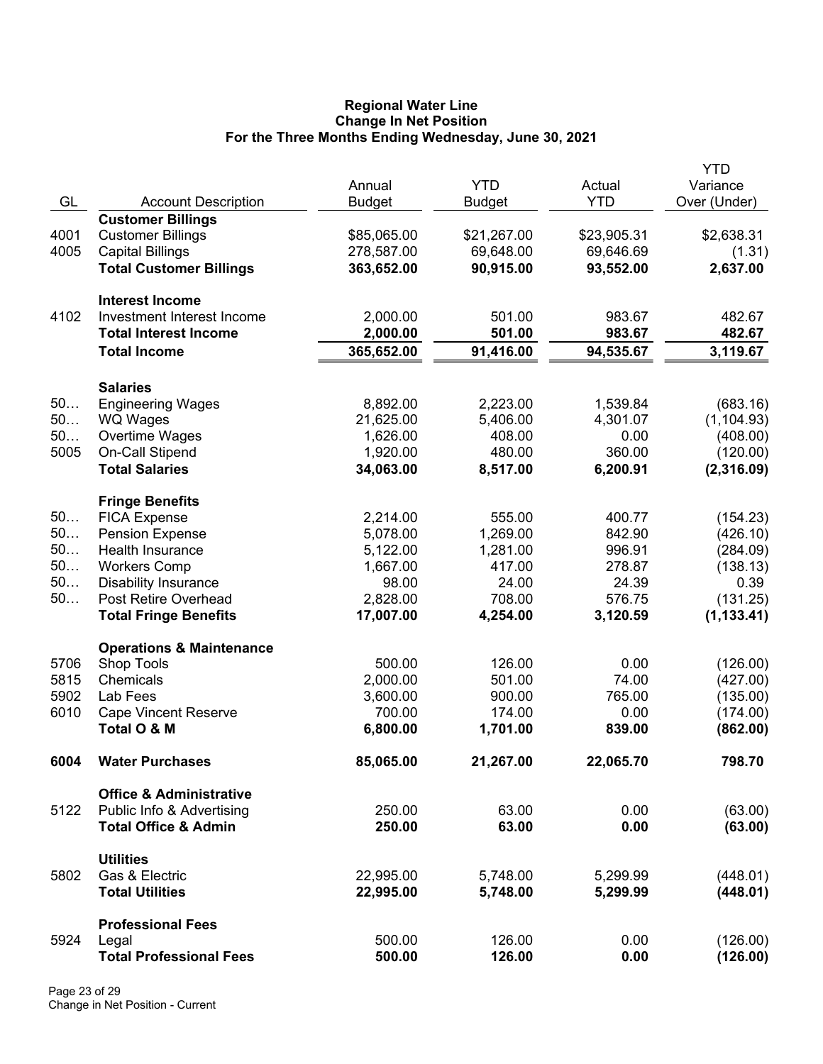# Regional Water Line
## Change In Net Position
### For the Three Months Ending Wednesday, June 30, 2021

| GL | Account Description | Annual Budget | YTD Budget | Actual YTD | YTD Variance Over (Under) |
|---|---|---|---|---|---|
| | **Customer Billings** | | | | |
| 4001 | Customer Billings | $85,065.00 | $21,267.00 | $23,905.31 | $2,638.31 |
| 4005 | Capital Billings | 278,587.00 | 69,648.00 | 69,646.69 | (1.31) |
| | **Total Customer Billings** | **363,652.00** | **90,915.00** | **93,552.00** | **2,637.00** |
| | **Interest Income** | | | | |
| 4102 | Investment Interest Income | 2,000.00 | 501.00 | 983.67 | 482.67 |
| | **Total Interest Income** | **2,000.00** | **501.00** | **983.67** | **482.67** |
| | **Total Income** | **365,652.00** | **91,416.00** | **94,535.67** | **3,119.67** |
| | **Salaries** | | | | |
| 50… | Engineering Wages | 8,892.00 | 2,223.00 | 1,539.84 | (683.16) |
| 50… | WQ Wages | 21,625.00 | 5,406.00 | 4,301.07 | (1,104.93) |
| 50… | Overtime Wages | 1,626.00 | 408.00 | 0.00 | (408.00) |
| 5005 | On-Call Stipend | 1,920.00 | 480.00 | 360.00 | (120.00) |
| | **Total Salaries** | **34,063.00** | **8,517.00** | **6,200.91** | **(2,316.09)** |
| | **Fringe Benefits** | | | | |
| 50… | FICA Expense | 2,214.00 | 555.00 | 400.77 | (154.23) |
| 50… | Pension Expense | 5,078.00 | 1,269.00 | 842.90 | (426.10) |
| 50… | Health Insurance | 5,122.00 | 1,281.00 | 996.91 | (284.09) |
| 50… | Workers Comp | 1,667.00 | 417.00 | 278.87 | (138.13) |
| 50… | Disability Insurance | 98.00 | 24.00 | 24.39 | 0.39 |
| 50… | Post Retire Overhead | 2,828.00 | 708.00 | 576.75 | (131.25) |
| | **Total Fringe Benefits** | **17,007.00** | **4,254.00** | **3,120.59** | **(1,133.41)** |
| | **Operations & Maintenance** | | | | |
| 5706 | Shop Tools | 500.00 | 126.00 | 0.00 | (126.00) |
| 5815 | Chemicals | 2,000.00 | 501.00 | 74.00 | (427.00) |
| 5902 | Lab Fees | 3,600.00 | 900.00 | 765.00 | (135.00) |
| 6010 | Cape Vincent Reserve | 700.00 | 174.00 | 0.00 | (174.00) |
| | **Total O & M** | **6,800.00** | **1,701.00** | **839.00** | **(862.00)** |
| **6004** | **Water Purchases** | **85,065.00** | **21,267.00** | **22,065.70** | **798.70** |
| | **Office & Administrative** | | | | |
| 5122 | Public Info & Advertising | 250.00 | 63.00 | 0.00 | (63.00) |
| | **Total Office & Admin** | **250.00** | **63.00** | **0.00** | **(63.00)** |
| | **Utilities** | | | | |
| 5802 | Gas & Electric | 22,995.00 | 5,748.00 | 5,299.99 | (448.01) |
| | **Total Utilities** | **22,995.00** | **5,748.00** | **5,299.99** | **(448.01)** |
| | **Professional Fees** | | | | |
| 5924 | Legal | 500.00 | 126.00 | 0.00 | (126.00) |
| | **Total Professional Fees** | **500.00** | **126.00** | **0.00** | **(126.00)** |

Change in Net Position - Current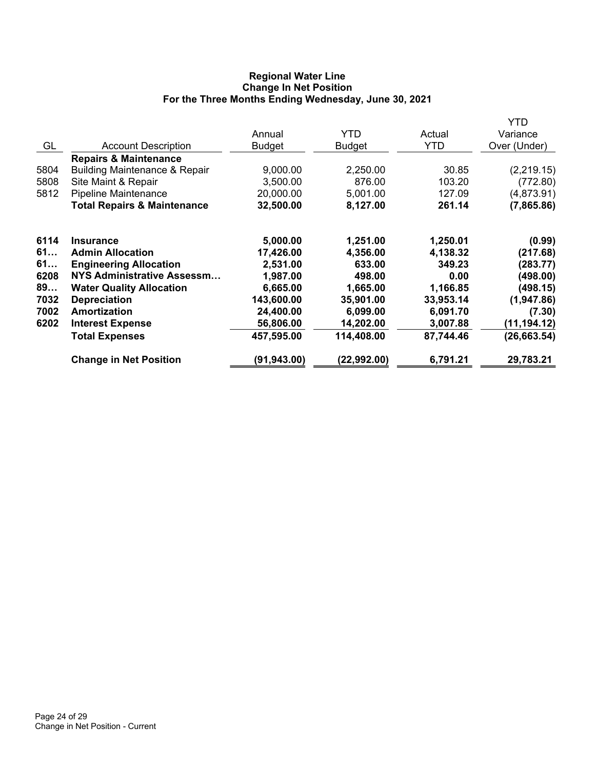**Regional Water Line**
**Change In Net Position**
**For the Three Months Ending Wednesday, June 30, 2021**

| GL | Account Description | Annual Budget | YTD Budget | Actual YTD | YTD Variance Over (Under) |
|---|---|---|---|---|---|
| | **Repairs & Maintenance** | | | | |
| 5804 | Building Maintenance & Repair | 9,000.00 | 2,250.00 | 30.85 | (2,219.15) |
| 5808 | Site Maint & Repair | 3,500.00 | 876.00 | 103.20 | (772.80) |
| 5812 | Pipeline Maintenance | 20,000.00 | 5,001.00 | 127.09 | (4,873.91) |
| | **Total Repairs & Maintenance** | **32,500.00** | **8,127.00** | **261.14** | **(7,865.86)** |
| **6114** | **Insurance** | **5,000.00** | **1,251.00** | **1,250.01** | **(0.99)** |
| **61…** | **Admin Allocation** | **17,426.00** | **4,356.00** | **4,138.32** | **(217.68)** |
| **61…** | **Engineering Allocation** | **2,531.00** | **633.00** | **349.23** | **(283.77)** |
| **6208** | **NYS Administrative Assessm…** | **1,987.00** | **498.00** | **0.00** | **(498.00)** |
| **89…** | **Water Quality Allocation** | **6,665.00** | **1,665.00** | **1,166.85** | **(498.15)** |
| **7032** | **Depreciation** | **143,600.00** | **35,901.00** | **33,953.14** | **(1,947.86)** |
| **7002** | **Amortization** | **24,400.00** | **6,099.00** | **6,091.70** | **(7.30)** |
| **6202** | **Interest Expense** | **56,806.00** | **14,202.00** | **3,007.88** | **(11,194.12)** |
| | **Total Expenses** | **457,595.00** | **114,408.00** | **87,744.46** | **(26,663.54)** |
| | **Change in Net Position** | **(91,943.00)** | **(22,992.00)** | **6,791.21** | **29,783.21** |

Change in Net Position - Current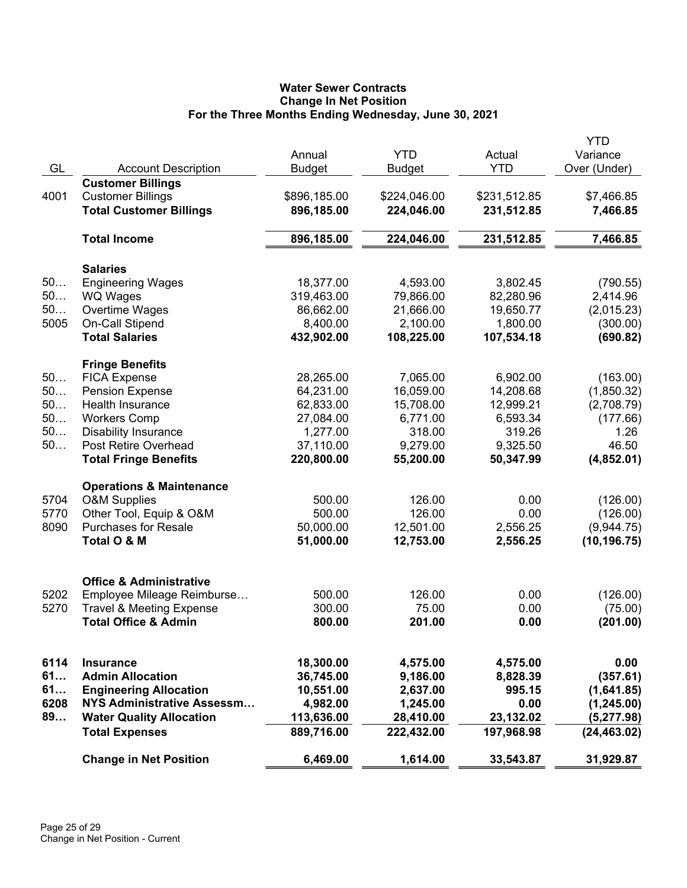# Water Sewer Contracts
## Change In Net Position
### For the Three Months Ending Wednesday, June 30, 2021

| GL | Account Description | Annual Budget | YTD Budget | Actual YTD | YTD Variance Over (Under) |
|---|---|---|---|---|---|
| | **Customer Billings** | | | | |
| 4001 | Customer Billings | $896,185.00 | $224,046.00 | $231,512.85 | $7,466.85 |
| | **Total Customer Billings** | **896,185.00** | **224,046.00** | **231,512.85** | **7,466.85** |
| | **Total Income** | **896,185.00** | **224,046.00** | **231,512.85** | **7,466.85** |
| | **Salaries** | | | | |
| 50… | Engineering Wages | 18,377.00 | 4,593.00 | 3,802.45 | (790.55) |
| 50… | WQ Wages | 319,463.00 | 79,866.00 | 82,280.96 | 2,414.96 |
| 50… | Overtime Wages | 86,662.00 | 21,666.00 | 19,650.77 | (2,015.23) |
| 5005 | On-Call Stipend | 8,400.00 | 2,100.00 | 1,800.00 | (300.00) |
| | **Total Salaries** | **432,902.00** | **108,225.00** | **107,534.18** | **(690.82)** |
| | **Fringe Benefits** | | | | |
| 50… | FICA Expense | 28,265.00 | 7,065.00 | 6,902.00 | (163.00) |
| 50… | Pension Expense | 64,231.00 | 16,059.00 | 14,208.68 | (1,850.32) |
| 50… | Health Insurance | 62,833.00 | 15,708.00 | 12,999.21 | (2,708.79) |
| 50… | Workers Comp | 27,084.00 | 6,771.00 | 6,593.34 | (177.66) |
| 50… | Disability Insurance | 1,277.00 | 318.00 | 319.26 | 1.26 |
| 50… | Post Retire Overhead | 37,110.00 | 9,279.00 | 9,325.50 | 46.50 |
| | **Total Fringe Benefits** | **220,800.00** | **55,200.00** | **50,347.99** | **(4,852.01)** |
| | **Operations & Maintenance** | | | | |
| 5704 | O&M Supplies | 500.00 | 126.00 | 0.00 | (126.00) |
| 5770 | Other Tool, Equip & O&M | 500.00 | 126.00 | 0.00 | (126.00) |
| 8090 | Purchases for Resale | 50,000.00 | 12,501.00 | 2,556.25 | (9,944.75) |
| | **Total O & M** | **51,000.00** | **12,753.00** | **2,556.25** | **(10,196.75)** |
| | **Office & Administrative** | | | | |
| 5202 | Employee Mileage Reimburse… | 500.00 | 126.00 | 0.00 | (126.00) |
| 5270 | Travel & Meeting Expense | 300.00 | 75.00 | 0.00 | (75.00) |
| | **Total Office & Admin** | **800.00** | **201.00** | **0.00** | **(201.00)** |
| **6114** | **Insurance** | **18,300.00** | **4,575.00** | **4,575.00** | **0.00** |
| **61…** | **Admin Allocation** | **36,745.00** | **9,186.00** | **8,828.39** | **(357.61)** |
| **61…** | **Engineering Allocation** | **10,551.00** | **2,637.00** | **995.15** | **(1,641.85)** |
| **6208** | **NYS Administrative Assessm…** | **4,982.00** | **1,245.00** | **0.00** | **(1,245.00)** |
| **89…** | **Water Quality Allocation** | **113,636.00** | **28,410.00** | **23,132.02** | **(5,277.98)** |
| | **Total Expenses** | **889,716.00** | **222,432.00** | **197,968.98** | **(24,463.02)** |
| | **Change in Net Position** | **6,469.00** | **1,614.00** | **33,543.87** | **31,929.87** |

Change in Net Position - Current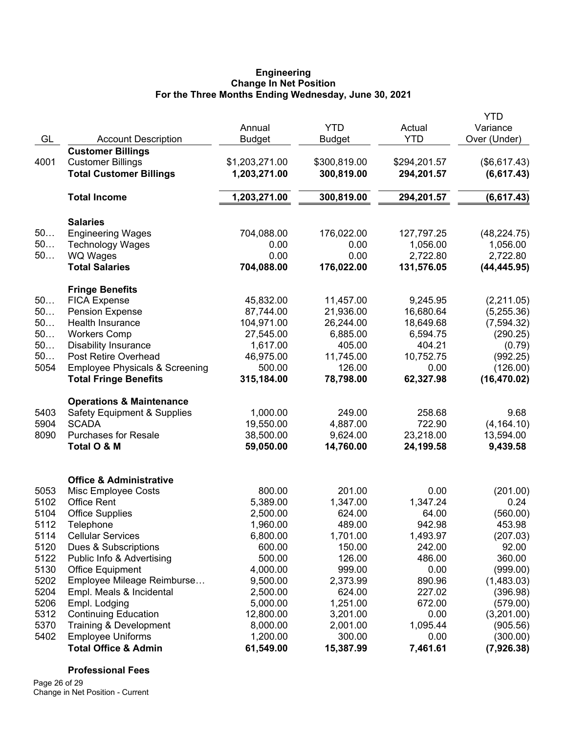**Engineering**
**Change In Net Position**
**For the Three Months Ending Wednesday, June 30, 2021**

| GL | Account Description | Annual Budget | YTD Budget | Actual YTD | YTD Variance Over (Under) |
|---|---|---|---|---|---|
| | **Customer Billings** | | | | |
| 4001 | Customer Billings | $1,203,271.00 | $300,819.00 | $294,201.57 | ($6,617.43) |
| | **Total Customer Billings** | **1,203,271.00** | **300,819.00** | **294,201.57** | **(6,617.43)** |
| | **Total Income** | **1,203,271.00** | **300,819.00** | **294,201.57** | **(6,617.43)** |
| | **Salaries** | | | | |
| 50… | Engineering Wages | 704,088.00 | 176,022.00 | 127,797.25 | (48,224.75) |
| 50… | Technology Wages | 0.00 | 0.00 | 1,056.00 | 1,056.00 |
| 50… | WQ Wages | 0.00 | 0.00 | 2,722.80 | 2,722.80 |
| | **Total Salaries** | **704,088.00** | **176,022.00** | **131,576.05** | **(44,445.95)** |
| | **Fringe Benefits** | | | | |
| 50… | FICA Expense | 45,832.00 | 11,457.00 | 9,245.95 | (2,211.05) |
| 50… | Pension Expense | 87,744.00 | 21,936.00 | 16,680.64 | (5,255.36) |
| 50… | Health Insurance | 104,971.00 | 26,244.00 | 18,649.68 | (7,594.32) |
| 50… | Workers Comp | 27,545.00 | 6,885.00 | 6,594.75 | (290.25) |
| 50… | Disability Insurance | 1,617.00 | 405.00 | 404.21 | (0.79) |
| 50… | Post Retire Overhead | 46,975.00 | 11,745.00 | 10,752.75 | (992.25) |
| 5054 | Employee Physicals & Screening | 500.00 | 126.00 | 0.00 | (126.00) |
| | **Total Fringe Benefits** | **315,184.00** | **78,798.00** | **62,327.98** | **(16,470.02)** |
| | **Operations & Maintenance** | | | | |
| 5403 | Safety Equipment & Supplies | 1,000.00 | 249.00 | 258.68 | 9.68 |
| 5904 | SCADA | 19,550.00 | 4,887.00 | 722.90 | (4,164.10) |
| 8090 | Purchases for Resale | 38,500.00 | 9,624.00 | 23,218.00 | 13,594.00 |
| | **Total O & M** | **59,050.00** | **14,760.00** | **24,199.58** | **9,439.58** |
| | **Office & Administrative** | | | | |
| 5053 | Misc Employee Costs | 800.00 | 201.00 | 0.00 | (201.00) |
| 5102 | Office Rent | 5,389.00 | 1,347.00 | 1,347.24 | 0.24 |
| 5104 | Office Supplies | 2,500.00 | 624.00 | 64.00 | (560.00) |
| 5112 | Telephone | 1,960.00 | 489.00 | 942.98 | 453.98 |
| 5114 | Cellular Services | 6,800.00 | 1,701.00 | 1,493.97 | (207.03) |
| 5120 | Dues & Subscriptions | 600.00 | 150.00 | 242.00 | 92.00 |
| 5122 | Public Info & Advertising | 500.00 | 126.00 | 486.00 | 360.00 |
| 5130 | Office Equipment | 4,000.00 | 999.00 | 0.00 | (999.00) |
| 5202 | Employee Mileage Reimburse… | 9,500.00 | 2,373.99 | 890.96 | (1,483.03) |
| 5204 | Empl. Meals & Incidental | 2,500.00 | 624.00 | 227.02 | (396.98) |
| 5206 | Empl. Lodging | 5,000.00 | 1,251.00 | 672.00 | (579.00) |
| 5312 | Continuing Education | 12,800.00 | 3,201.00 | 0.00 | (3,201.00) |
| 5370 | Training & Development | 8,000.00 | 2,001.00 | 1,095.44 | (905.56) |
| 5402 | Employee Uniforms | 1,200.00 | 300.00 | 0.00 | (300.00) |
| | **Total Office & Admin** | **61,549.00** | **15,387.99** | **7,461.61** | **(7,926.38)** |
| | **Professional Fees** | | | | |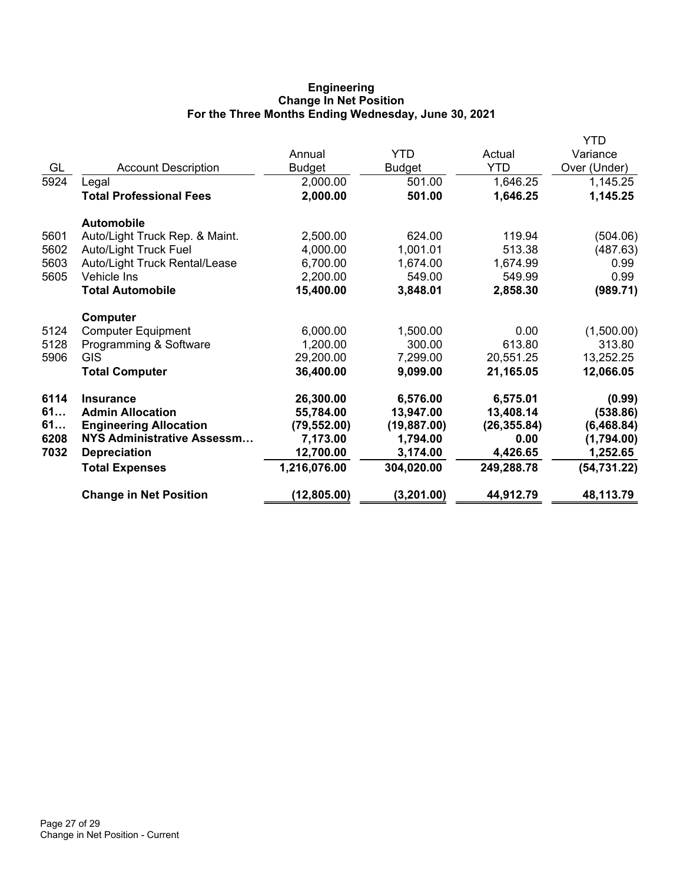**Engineering**
**Change In Net Position**
**For the Three Months Ending Wednesday, June 30, 2021**

| GL | Account Description | Annual Budget | YTD Budget | Actual YTD | YTD Variance Over (Under) |
|---|---|---|---|---|---|
| 5924 | Legal | 2,000.00 | 501.00 | 1,646.25 | 1,145.25 |
| | **Total Professional Fees** | **2,000.00** | **501.00** | **1,646.25** | **1,145.25** |
| | **Automobile** | | | | |
| 5601 | Auto/Light Truck Rep. & Maint. | 2,500.00 | 624.00 | 119.94 | (504.06) |
| 5602 | Auto/Light Truck Fuel | 4,000.00 | 1,001.01 | 513.38 | (487.63) |
| 5603 | Auto/Light Truck Rental/Lease | 6,700.00 | 1,674.00 | 1,674.99 | 0.99 |
| 5605 | Vehicle Ins | 2,200.00 | 549.00 | 549.99 | 0.99 |
| | **Total Automobile** | **15,400.00** | **3,848.01** | **2,858.30** | **(989.71)** |
| | **Computer** | | | | |
| 5124 | Computer Equipment | 6,000.00 | 1,500.00 | 0.00 | (1,500.00) |
| 5128 | Programming & Software | 1,200.00 | 300.00 | 613.80 | 313.80 |
| 5906 | GIS | 29,200.00 | 7,299.00 | 20,551.25 | 13,252.25 |
| | **Total Computer** | **36,400.00** | **9,099.00** | **21,165.05** | **12,066.05** |
| **6114** | **Insurance** | **26,300.00** | **6,576.00** | **6,575.01** | **(0.99)** |
| **61…** | **Admin Allocation** | **55,784.00** | **13,947.00** | **13,408.14** | **(538.86)** |
| **61…** | **Engineering Allocation** | **(79,552.00)** | **(19,887.00)** | **(26,355.84)** | **(6,468.84)** |
| **6208** | **NYS Administrative Assessm…** | **7,173.00** | **1,794.00** | **0.00** | **(1,794.00)** |
| **7032** | **Depreciation** | **12,700.00** | **3,174.00** | **4,426.65** | **1,252.65** |
| | **Total Expenses** | **1,216,076.00** | **304,020.00** | **249,288.78** | **(54,731.22)** |
| | **Change in Net Position** | **(12,805.00)** | **(3,201.00)** | **44,912.79** | **48,113.79** |

Change in Net Position - Current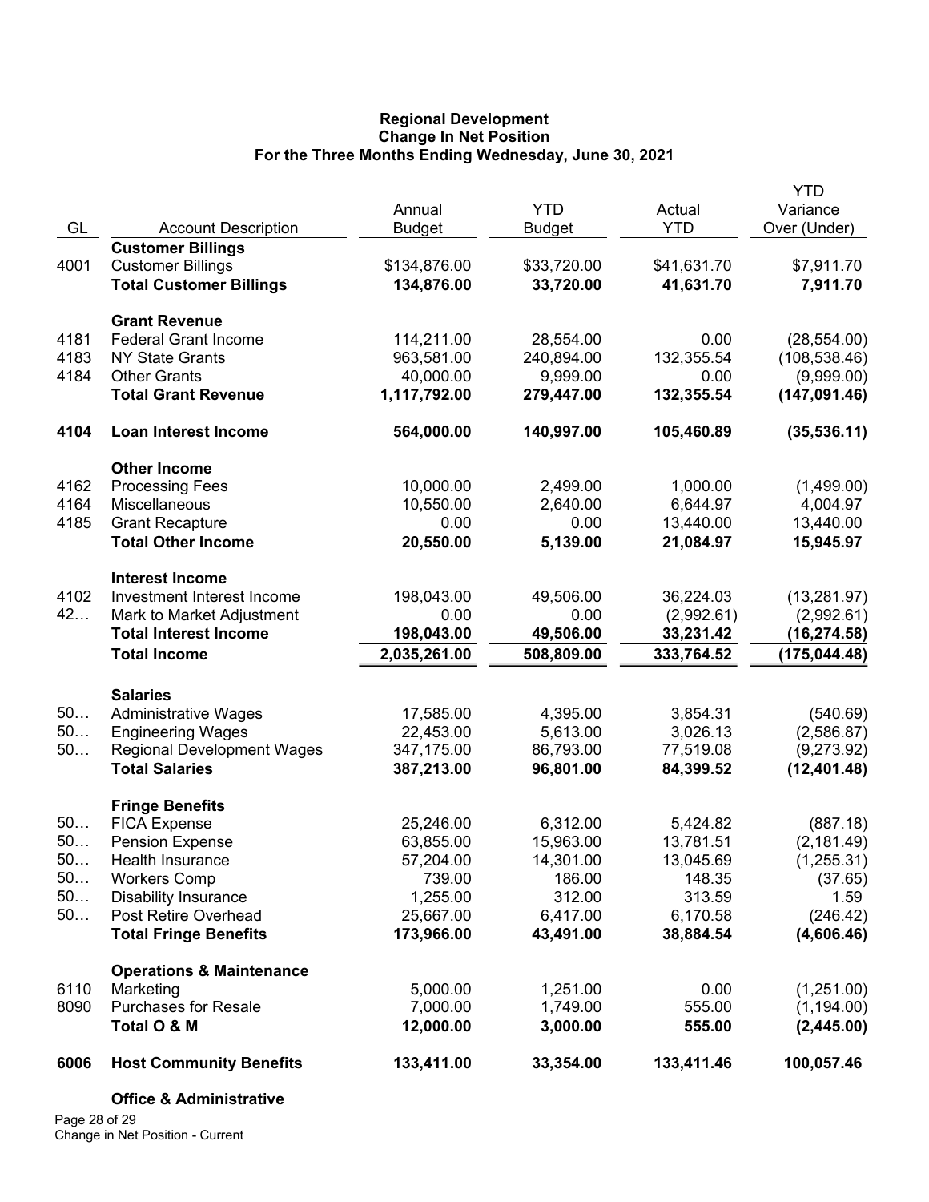**Regional Development**
**Change In Net Position**
**For the Three Months Ending Wednesday, June 30, 2021**

| GL | Account Description | Annual Budget | YTD Budget | Actual YTD | YTD Variance Over (Under) |
|---|---|---|---|---|---|
| | **Customer Billings** | | | | |
| 4001 | Customer Billings | $134,876.00 | $33,720.00 | $41,631.70 | $7,911.70 |
| | **Total Customer Billings** | **134,876.00** | **33,720.00** | **41,631.70** | **7,911.70** |
| | **Grant Revenue** | | | | |
| 4181 | Federal Grant Income | 114,211.00 | 28,554.00 | 0.00 | (28,554.00) |
| 4183 | NY State Grants | 963,581.00 | 240,894.00 | 132,355.54 | (108,538.46) |
| 4184 | Other Grants | 40,000.00 | 9,999.00 | 0.00 | (9,999.00) |
| | **Total Grant Revenue** | **1,117,792.00** | **279,447.00** | **132,355.54** | **(147,091.46)** |
| **4104** | **Loan Interest Income** | **564,000.00** | **140,997.00** | **105,460.89** | **(35,536.11)** |
| | **Other Income** | | | | |
| 4162 | Processing Fees | 10,000.00 | 2,499.00 | 1,000.00 | (1,499.00) |
| 4164 | Miscellaneous | 10,550.00 | 2,640.00 | 6,644.97 | 4,004.97 |
| 4185 | Grant Recapture | 0.00 | 0.00 | 13,440.00 | 13,440.00 |
| | **Total Other Income** | **20,550.00** | **5,139.00** | **21,084.97** | **15,945.97** |
| | **Interest Income** | | | | |
| 4102 | Investment Interest Income | 198,043.00 | 49,506.00 | 36,224.03 | (13,281.97) |
| 42… | Mark to Market Adjustment | 0.00 | 0.00 | (2,992.61) | (2,992.61) |
| | **Total Interest Income** | **198,043.00** | **49,506.00** | **33,231.42** | **(16,274.58)** |
| | **Total Income** | **2,035,261.00** | **508,809.00** | **333,764.52** | **(175,044.48)** |
| | **Salaries** | | | | |
| 50… | Administrative Wages | 17,585.00 | 4,395.00 | 3,854.31 | (540.69) |
| 50… | Engineering Wages | 22,453.00 | 5,613.00 | 3,026.13 | (2,586.87) |
| 50… | Regional Development Wages | 347,175.00 | 86,793.00 | 77,519.08 | (9,273.92) |
| | **Total Salaries** | **387,213.00** | **96,801.00** | **84,399.52** | **(12,401.48)** |
| | **Fringe Benefits** | | | | |
| 50… | FICA Expense | 25,246.00 | 6,312.00 | 5,424.82 | (887.18) |
| 50… | Pension Expense | 63,855.00 | 15,963.00 | 13,781.51 | (2,181.49) |
| 50… | Health Insurance | 57,204.00 | 14,301.00 | 13,045.69 | (1,255.31) |
| 50… | Workers Comp | 739.00 | 186.00 | 148.35 | (37.65) |
| 50… | Disability Insurance | 1,255.00 | 312.00 | 313.59 | 1.59 |
| 50… | Post Retire Overhead | 25,667.00 | 6,417.00 | 6,170.58 | (246.42) |
| | **Total Fringe Benefits** | **173,966.00** | **43,491.00** | **38,884.54** | **(4,606.46)** |
| | **Operations & Maintenance** | | | | |
| 6110 | Marketing | 5,000.00 | 1,251.00 | 0.00 | (1,251.00) |
| 8090 | Purchases for Resale | 7,000.00 | 1,749.00 | 555.00 | (1,194.00) |
| | **Total O & M** | **12,000.00** | **3,000.00** | **555.00** | **(2,445.00)** |
| **6006** | **Host Community Benefits** | **133,411.00** | **33,354.00** | **133,411.46** | **100,057.46** |
| | **Office & Administrative** | | | | |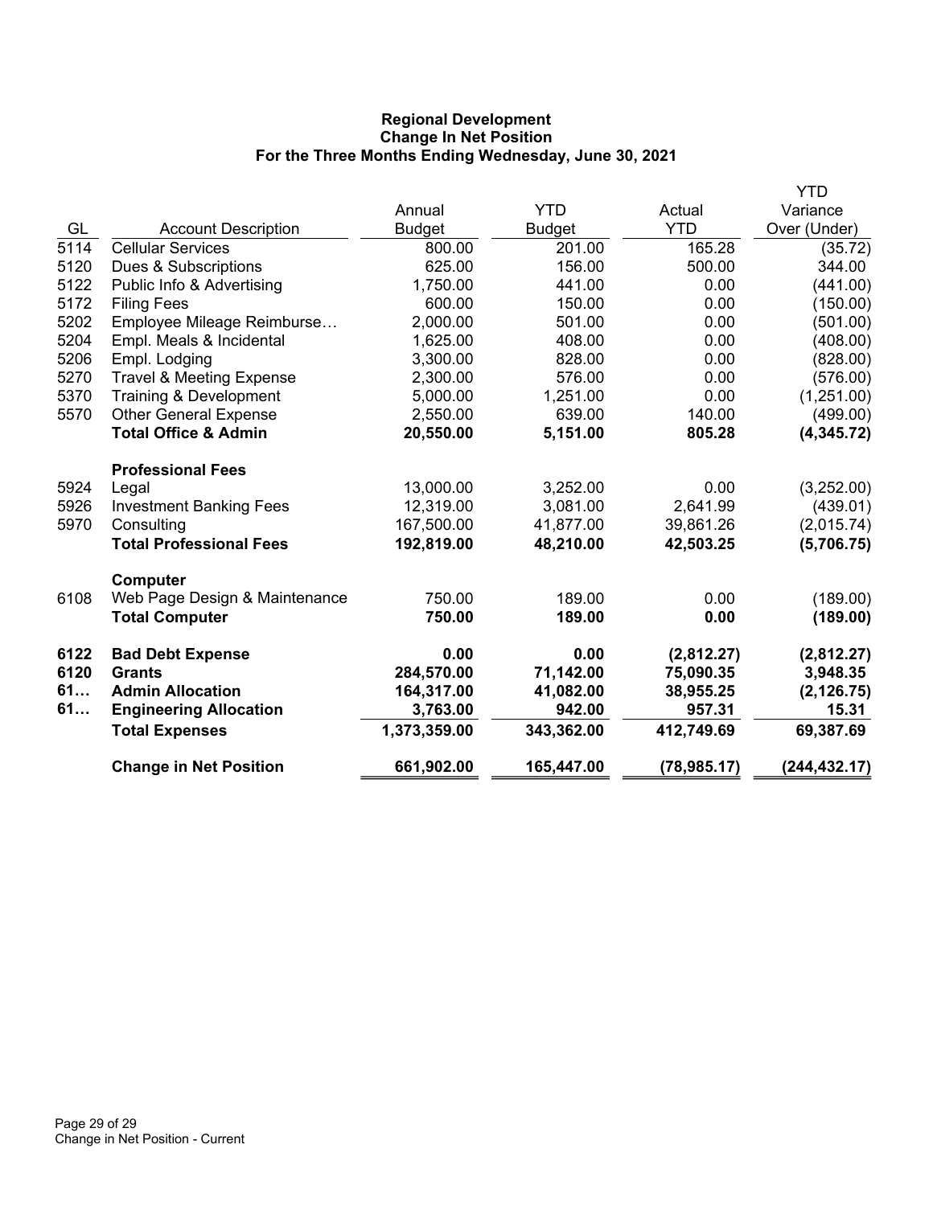**Regional Development**
**Change In Net Position**
**For the Three Months Ending Wednesday, June 30, 2021**

| GL | Account Description | Annual Budget | YTD Budget | Actual YTD | YTD Variance Over (Under) |
|---|---|---|---|---|---|
| 5114 | Cellular Services | 800.00 | 201.00 | 165.28 | (35.72) |
| 5120 | Dues & Subscriptions | 625.00 | 156.00 | 500.00 | 344.00 |
| 5122 | Public Info & Advertising | 1,750.00 | 441.00 | 0.00 | (441.00) |
| 5172 | Filing Fees | 600.00 | 150.00 | 0.00 | (150.00) |
| 5202 | Employee Mileage Reimburse… | 2,000.00 | 501.00 | 0.00 | (501.00) |
| 5204 | Empl. Meals & Incidental | 1,625.00 | 408.00 | 0.00 | (408.00) |
| 5206 | Empl. Lodging | 3,300.00 | 828.00 | 0.00 | (828.00) |
| 5270 | Travel & Meeting Expense | 2,300.00 | 576.00 | 0.00 | (576.00) |
| 5370 | Training & Development | 5,000.00 | 1,251.00 | 0.00 | (1,251.00) |
| 5570 | Other General Expense | 2,550.00 | 639.00 | 140.00 | (499.00) |
| | **Total Office & Admin** | **20,550.00** | **5,151.00** | **805.28** | **(4,345.72)** |
| | **Professional Fees** | | | | |
| 5924 | Legal | 13,000.00 | 3,252.00 | 0.00 | (3,252.00) |
| 5926 | Investment Banking Fees | 12,319.00 | 3,081.00 | 2,641.99 | (439.01) |
| 5970 | Consulting | 167,500.00 | 41,877.00 | 39,861.26 | (2,015.74) |
| | **Total Professional Fees** | **192,819.00** | **48,210.00** | **42,503.25** | **(5,706.75)** |
| | **Computer** | | | | |
| 6108 | Web Page Design & Maintenance | 750.00 | 189.00 | 0.00 | (189.00) |
| | **Total Computer** | **750.00** | **189.00** | **0.00** | **(189.00)** |
| **6122** | **Bad Debt Expense** | **0.00** | **0.00** | **(2,812.27)** | **(2,812.27)** |
| **6120** | **Grants** | **284,570.00** | **71,142.00** | **75,090.35** | **3,948.35** |
| **61…** | **Admin Allocation** | **164,317.00** | **41,082.00** | **38,955.25** | **(2,126.75)** |
| **61…** | **Engineering Allocation** | **3,763.00** | **942.00** | **957.31** | **15.31** |
| | **Total Expenses** | **1,373,359.00** | **343,362.00** | **412,749.69** | **69,387.69** |
| | **Change in Net Position** | **661,902.00** | **165,447.00** | **(78,985.17)** | **(244,432.17)** |

Change in Net Position - Current